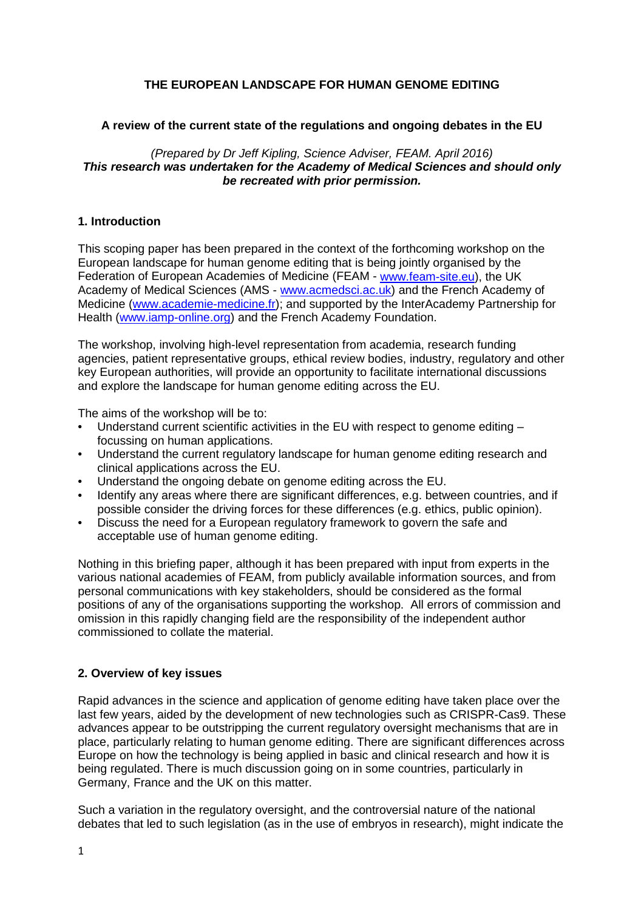# THE EUROPEAN LANDSCAPE FOR HUMAN GENOME EDITING

## A review of the current state of the regulations and ongoing debates in the EU

*(Prepared by Dr Jeff Kipling, Science Adviser, FEAM. April 2016)*
***This research was undertaken for the Academy of Medical Sciences and should only be recreated with prior permission.***

### 1. Introduction

This scoping paper has been prepared in the context of the forthcoming workshop on the European landscape for human genome editing that is being jointly organised by the Federation of European Academies of Medicine (FEAM - www.feam-site.eu), the UK Academy of Medical Sciences (AMS - www.acmedsci.ac.uk) and the French Academy of Medicine (www.academie-medicine.fr); and supported by the InterAcademy Partnership for Health (www.iamp-online.org) and the French Academy Foundation.

The workshop, involving high-level representation from academia, research funding agencies, patient representative groups, ethical review bodies, industry, regulatory and other key European authorities, will provide an opportunity to facilitate international discussions and explore the landscape for human genome editing across the EU.

The aims of the workshop will be to:

- Understand current scientific activities in the EU with respect to genome editing – focussing on human applications.
- Understand the current regulatory landscape for human genome editing research and clinical applications across the EU.
- Understand the ongoing debate on genome editing across the EU.
- Identify any areas where there are significant differences, e.g. between countries, and if possible consider the driving forces for these differences (e.g. ethics, public opinion).
- Discuss the need for a European regulatory framework to govern the safe and acceptable use of human genome editing.

Nothing in this briefing paper, although it has been prepared with input from experts in the various national academies of FEAM, from publicly available information sources, and from personal communications with key stakeholders, should be considered as the formal positions of any of the organisations supporting the workshop. All errors of commission and omission in this rapidly changing field are the responsibility of the independent author commissioned to collate the material.

### 2. Overview of key issues

Rapid advances in the science and application of genome editing have taken place over the last few years, aided by the development of new technologies such as CRISPR-Cas9. These advances appear to be outstripping the current regulatory oversight mechanisms that are in place, particularly relating to human genome editing. There are significant differences across Europe on how the technology is being applied in basic and clinical research and how it is being regulated. There is much discussion going on in some countries, particularly in Germany, France and the UK on this matter.

Such a variation in the regulatory oversight, and the controversial nature of the national debates that led to such legislation (as in the use of embryos in research), might indicate the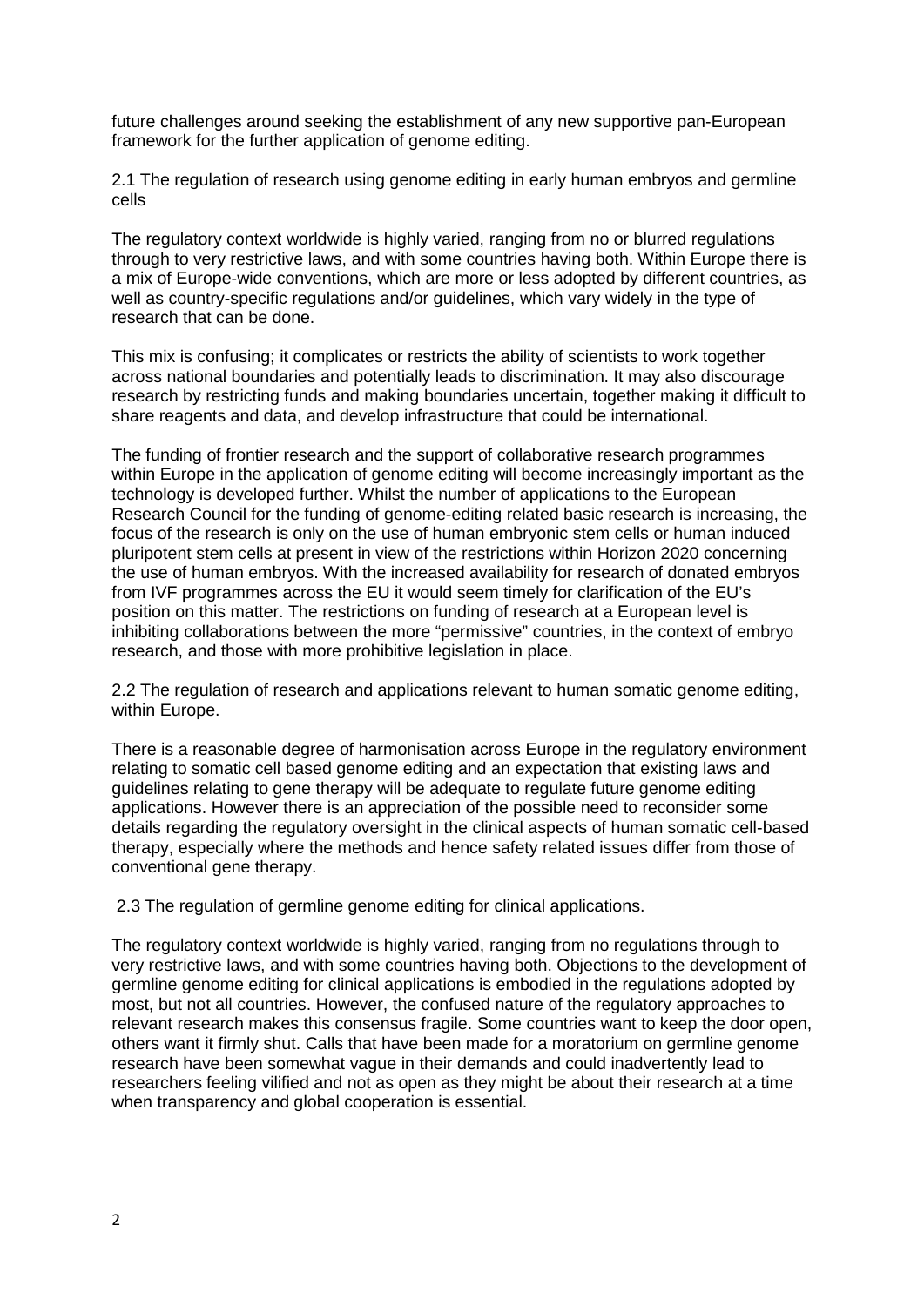future challenges around seeking the establishment of any new supportive pan-European framework for the further application of genome editing.

## 2.1 The regulation of research using genome editing in early human embryos and germline cells

The regulatory context worldwide is highly varied, ranging from no or blurred regulations through to very restrictive laws, and with some countries having both. Within Europe there is a mix of Europe-wide conventions, which are more or less adopted by different countries, as well as country-specific regulations and/or guidelines, which vary widely in the type of research that can be done.

This mix is confusing; it complicates or restricts the ability of scientists to work together across national boundaries and potentially leads to discrimination. It may also discourage research by restricting funds and making boundaries uncertain, together making it difficult to share reagents and data, and develop infrastructure that could be international.

The funding of frontier research and the support of collaborative research programmes within Europe in the application of genome editing will become increasingly important as the technology is developed further. Whilst the number of applications to the European Research Council for the funding of genome-editing related basic research is increasing, the focus of the research is only on the use of human embryonic stem cells or human induced pluripotent stem cells at present in view of the restrictions within Horizon 2020 concerning the use of human embryos. With the increased availability for research of donated embryos from IVF programmes across the EU it would seem timely for clarification of the EU's position on this matter. The restrictions on funding of research at a European level is inhibiting collaborations between the more "permissive" countries, in the context of embryo research, and those with more prohibitive legislation in place.

## 2.2 The regulation of research and applications relevant to human somatic genome editing, within Europe.

There is a reasonable degree of harmonisation across Europe in the regulatory environment relating to somatic cell based genome editing and an expectation that existing laws and guidelines relating to gene therapy will be adequate to regulate future genome editing applications. However there is an appreciation of the possible need to reconsider some details regarding the regulatory oversight in the clinical aspects of human somatic cell-based therapy, especially where the methods and hence safety related issues differ from those of conventional gene therapy.

## 2.3 The regulation of germline genome editing for clinical applications.

The regulatory context worldwide is highly varied, ranging from no regulations through to very restrictive laws, and with some countries having both. Objections to the development of germline genome editing for clinical applications is embodied in the regulations adopted by most, but not all countries. However, the confused nature of the regulatory approaches to relevant research makes this consensus fragile. Some countries want to keep the door open, others want it firmly shut. Calls that have been made for a moratorium on germline genome research have been somewhat vague in their demands and could inadvertently lead to researchers feeling vilified and not as open as they might be about their research at a time when transparency and global cooperation is essential.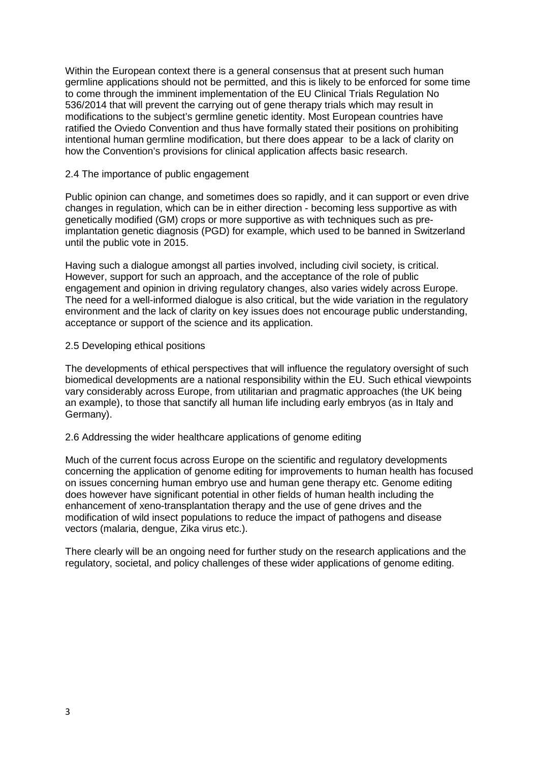Within the European context there is a general consensus that at present such human germline applications should not be permitted, and this is likely to be enforced for some time to come through the imminent implementation of the EU Clinical Trials Regulation No 536/2014 that will prevent the carrying out of gene therapy trials which may result in modifications to the subject's germline genetic identity. Most European countries have ratified the Oviedo Convention and thus have formally stated their positions on prohibiting intentional human germline modification, but there does appear to be a lack of clarity on how the Convention's provisions for clinical application affects basic research.

### 2.4 The importance of public engagement

Public opinion can change, and sometimes does so rapidly, and it can support or even drive changes in regulation, which can be in either direction - becoming less supportive as with genetically modified (GM) crops or more supportive as with techniques such as pre-implantation genetic diagnosis (PGD) for example, which used to be banned in Switzerland until the public vote in 2015.

Having such a dialogue amongst all parties involved, including civil society, is critical. However, support for such an approach, and the acceptance of the role of public engagement and opinion in driving regulatory changes, also varies widely across Europe. The need for a well-informed dialogue is also critical, but the wide variation in the regulatory environment and the lack of clarity on key issues does not encourage public understanding, acceptance or support of the science and its application.

### 2.5 Developing ethical positions

The developments of ethical perspectives that will influence the regulatory oversight of such biomedical developments are a national responsibility within the EU. Such ethical viewpoints vary considerably across Europe, from utilitarian and pragmatic approaches (the UK being an example), to those that sanctify all human life including early embryos (as in Italy and Germany).

### 2.6 Addressing the wider healthcare applications of genome editing

Much of the current focus across Europe on the scientific and regulatory developments concerning the application of genome editing for improvements to human health has focused on issues concerning human embryo use and human gene therapy etc. Genome editing does however have significant potential in other fields of human health including the enhancement of xeno-transplantation therapy and the use of gene drives and the modification of wild insect populations to reduce the impact of pathogens and disease vectors (malaria, dengue, Zika virus etc.).

There clearly will be an ongoing need for further study on the research applications and the regulatory, societal, and policy challenges of these wider applications of genome editing.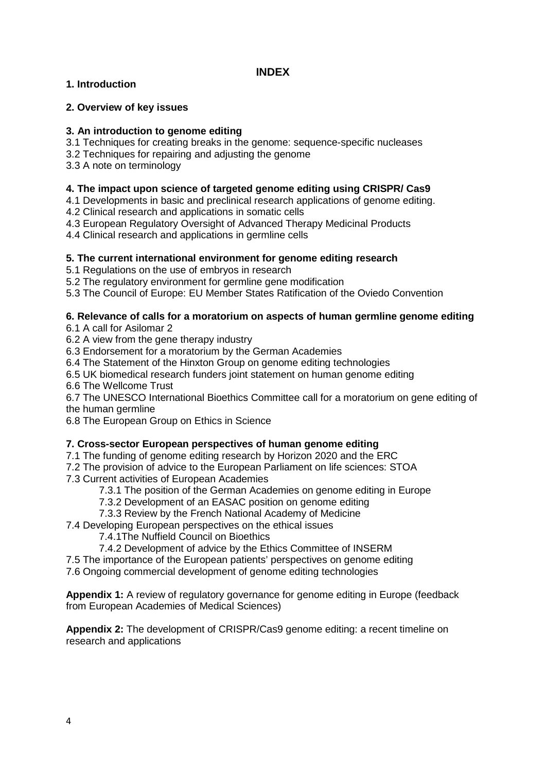# INDEX

**1. Introduction**

**2. Overview of key issues**

**3. An introduction to genome editing**

3.1 Techniques for creating breaks in the genome: sequence-specific nucleases
3.2 Techniques for repairing and adjusting the genome
3.3 A note on terminology

**4. The impact upon science of targeted genome editing using CRISPR/ Cas9**

4.1 Developments in basic and preclinical research applications of genome editing.
4.2 Clinical research and applications in somatic cells
4.3 European Regulatory Oversight of Advanced Therapy Medicinal Products
4.4 Clinical research and applications in germline cells

**5. The current international environment for genome editing research**

5.1 Regulations on the use of embryos in research
5.2 The regulatory environment for germline gene modification
5.3 The Council of Europe: EU Member States Ratification of the Oviedo Convention

**6. Relevance of calls for a moratorium on aspects of human germline genome editing**

6.1 A call for Asilomar 2
6.2 A view from the gene therapy industry
6.3 Endorsement for a moratorium by the German Academies
6.4 The Statement of the Hinxton Group on genome editing technologies
6.5 UK biomedical research funders joint statement on human genome editing
6.6 The Wellcome Trust
6.7 The UNESCO International Bioethics Committee call for a moratorium on gene editing of the human germline
6.8 The European Group on Ethics in Science

**7. Cross-sector European perspectives of human genome editing**

7.1 The funding of genome editing research by Horizon 2020 and the ERC
7.2 The provision of advice to the European Parliament on life sciences: STOA
7.3 Current activities of European Academies
  7.3.1 The position of the German Academies on genome editing in Europe
  7.3.2 Development of an EASAC position on genome editing
  7.3.3 Review by the French National Academy of Medicine
7.4 Developing European perspectives on the ethical issues
  7.4.1The Nuffield Council on Bioethics
  7.4.2 Development of advice by the Ethics Committee of INSERM
7.5 The importance of the European patients' perspectives on genome editing
7.6 Ongoing commercial development of genome editing technologies

**Appendix 1:** A review of regulatory governance for genome editing in Europe (feedback from European Academies of Medical Sciences)

**Appendix 2:** The development of CRISPR/Cas9 genome editing: a recent timeline on research and applications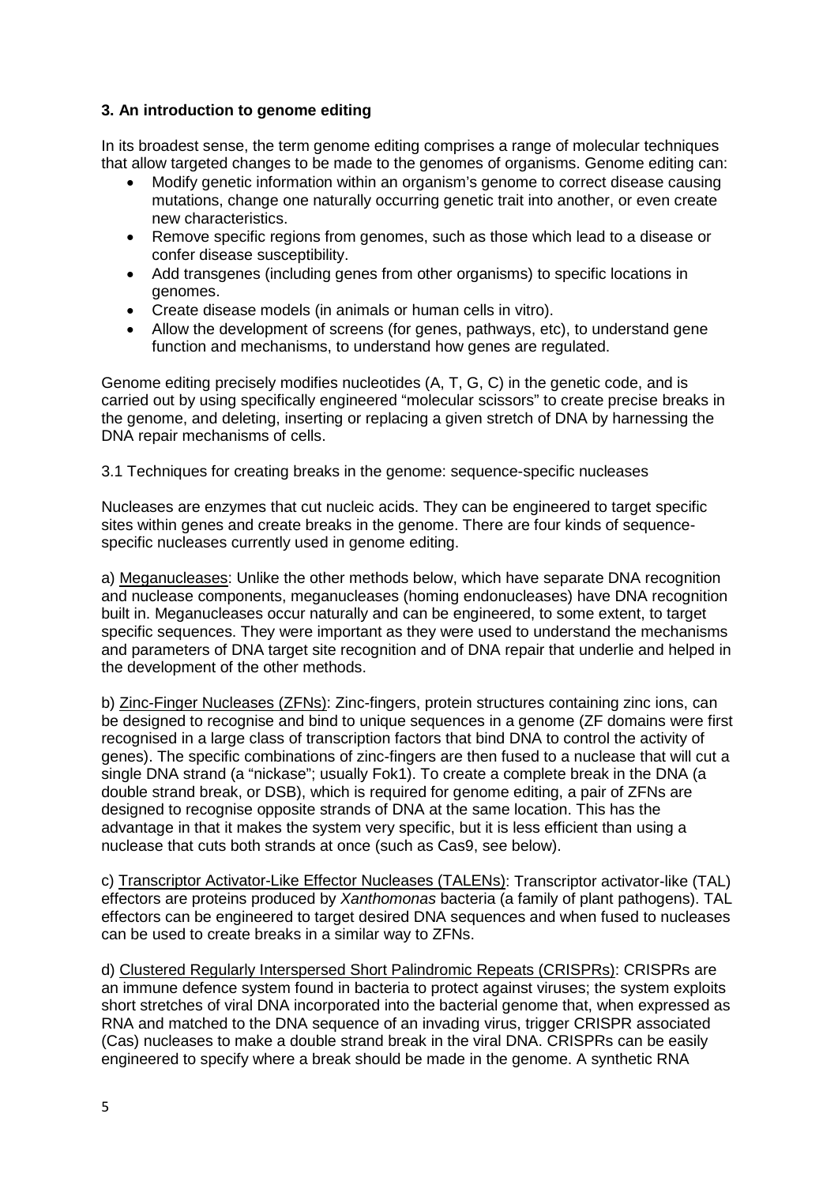## 3. An introduction to genome editing

In its broadest sense, the term genome editing comprises a range of molecular techniques that allow targeted changes to be made to the genomes of organisms. Genome editing can:

- Modify genetic information within an organism's genome to correct disease causing mutations, change one naturally occurring genetic trait into another, or even create new characteristics.
- Remove specific regions from genomes, such as those which lead to a disease or confer disease susceptibility.
- Add transgenes (including genes from other organisms) to specific locations in genomes.
- Create disease models (in animals or human cells in vitro).
- Allow the development of screens (for genes, pathways, etc), to understand gene function and mechanisms, to understand how genes are regulated.

Genome editing precisely modifies nucleotides (A, T, G, C) in the genetic code, and is carried out by using specifically engineered "molecular scissors" to create precise breaks in the genome, and deleting, inserting or replacing a given stretch of DNA by harnessing the DNA repair mechanisms of cells.

### 3.1 Techniques for creating breaks in the genome: sequence-specific nucleases

Nucleases are enzymes that cut nucleic acids. They can be engineered to target specific sites within genes and create breaks in the genome. There are four kinds of sequence-specific nucleases currently used in genome editing.

a) Meganucleases: Unlike the other methods below, which have separate DNA recognition and nuclease components, meganucleases (homing endonucleases) have DNA recognition built in. Meganucleases occur naturally and can be engineered, to some extent, to target specific sequences. They were important as they were used to understand the mechanisms and parameters of DNA target site recognition and of DNA repair that underlie and helped in the development of the other methods.

b) Zinc-Finger Nucleases (ZFNs): Zinc-fingers, protein structures containing zinc ions, can be designed to recognise and bind to unique sequences in a genome (ZF domains were first recognised in a large class of transcription factors that bind DNA to control the activity of genes). The specific combinations of zinc-fingers are then fused to a nuclease that will cut a single DNA strand (a "nickase"; usually Fok1). To create a complete break in the DNA (a double strand break, or DSB), which is required for genome editing, a pair of ZFNs are designed to recognise opposite strands of DNA at the same location. This has the advantage in that it makes the system very specific, but it is less efficient than using a nuclease that cuts both strands at once (such as Cas9, see below).

c) Transcriptor Activator-Like Effector Nucleases (TALENs): Transcriptor activator-like (TAL) effectors are proteins produced by *Xanthomonas* bacteria (a family of plant pathogens). TAL effectors can be engineered to target desired DNA sequences and when fused to nucleases can be used to create breaks in a similar way to ZFNs.

d) Clustered Regularly Interspersed Short Palindromic Repeats (CRISPRs): CRISPRs are an immune defence system found in bacteria to protect against viruses; the system exploits short stretches of viral DNA incorporated into the bacterial genome that, when expressed as RNA and matched to the DNA sequence of an invading virus, trigger CRISPR associated (Cas) nucleases to make a double strand break in the viral DNA. CRISPRs can be easily engineered to specify where a break should be made in the genome. A synthetic RNA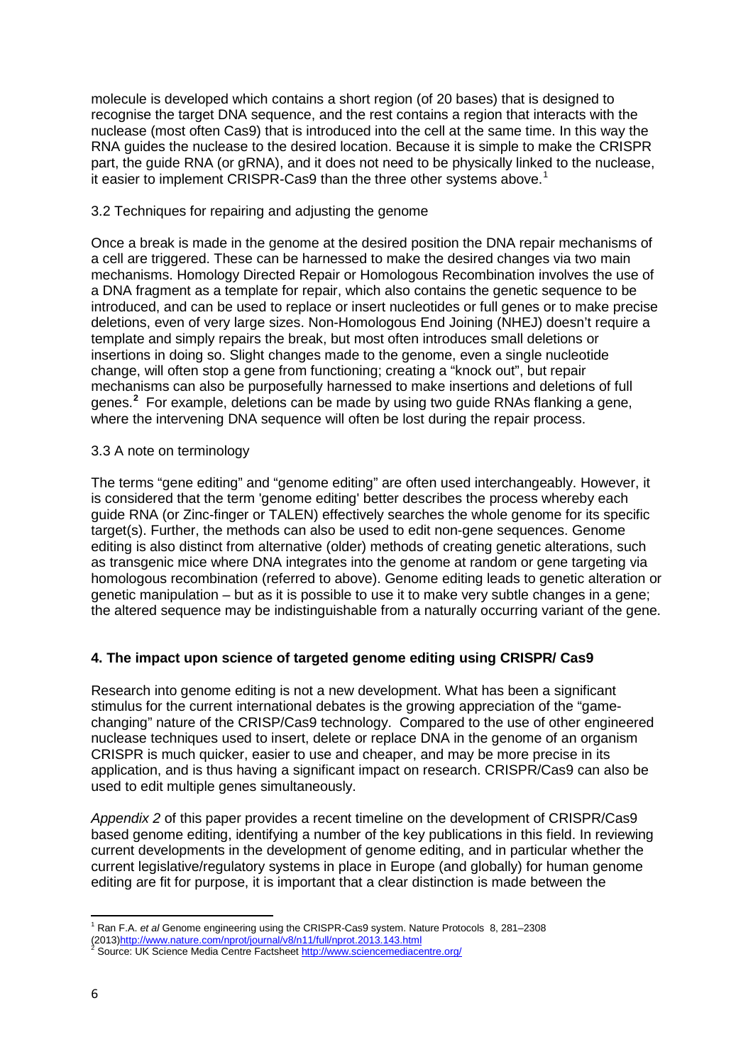molecule is developed which contains a short region (of 20 bases) that is designed to recognise the target DNA sequence, and the rest contains a region that interacts with the nuclease (most often Cas9) that is introduced into the cell at the same time. In this way the RNA guides the nuclease to the desired location. Because it is simple to make the CRISPR part, the guide RNA (or gRNA), and it does not need to be physically linked to the nuclease, it easier to implement CRISPR-Cas9 than the three other systems above.[1]

### 3.2 Techniques for repairing and adjusting the genome

Once a break is made in the genome at the desired position the DNA repair mechanisms of a cell are triggered. These can be harnessed to make the desired changes via two main mechanisms. Homology Directed Repair or Homologous Recombination involves the use of a DNA fragment as a template for repair, which also contains the genetic sequence to be introduced, and can be used to replace or insert nucleotides or full genes or to make precise deletions, even of very large sizes. Non-Homologous End Joining (NHEJ) doesn't require a template and simply repairs the break, but most often introduces small deletions or insertions in doing so. Slight changes made to the genome, even a single nucleotide change, will often stop a gene from functioning; creating a "knock out", but repair mechanisms can also be purposefully harnessed to make insertions and deletions of full genes.[2] For example, deletions can be made by using two guide RNAs flanking a gene, where the intervening DNA sequence will often be lost during the repair process.

### 3.3 A note on terminology

The terms "gene editing" and "genome editing" are often used interchangeably. However, it is considered that the term 'genome editing' better describes the process whereby each guide RNA (or Zinc-finger or TALEN) effectively searches the whole genome for its specific target(s). Further, the methods can also be used to edit non-gene sequences. Genome editing is also distinct from alternative (older) methods of creating genetic alterations, such as transgenic mice where DNA integrates into the genome at random or gene targeting via homologous recombination (referred to above). Genome editing leads to genetic alteration or genetic manipulation – but as it is possible to use it to make very subtle changes in a gene; the altered sequence may be indistinguishable from a naturally occurring variant of the gene.

## 4. The impact upon science of targeted genome editing using CRISPR/ Cas9

Research into genome editing is not a new development. What has been a significant stimulus for the current international debates is the growing appreciation of the "game-changing" nature of the CRISP/Cas9 technology. Compared to the use of other engineered nuclease techniques used to insert, delete or replace DNA in the genome of an organism CRISPR is much quicker, easier to use and cheaper, and may be more precise in its application, and is thus having a significant impact on research. CRISPR/Cas9 can also be used to edit multiple genes simultaneously.

*Appendix 2* of this paper provides a recent timeline on the development of CRISPR/Cas9 based genome editing, identifying a number of the key publications in this field. In reviewing current developments in the development of genome editing, and in particular whether the current legislative/regulatory systems in place in Europe (and globally) for human genome editing are fit for purpose, it is important that a clear distinction is made between the

---

[1] Ran F.A. *et al* Genome engineering using the CRISPR-Cas9 system. Nature Protocols 8, 281–2308 (2013)http://www.nature.com/nprot/journal/v8/n11/full/nprot.2013.143.html

[2] Source: UK Science Media Centre Factsheet http://www.sciencemediacentre.org/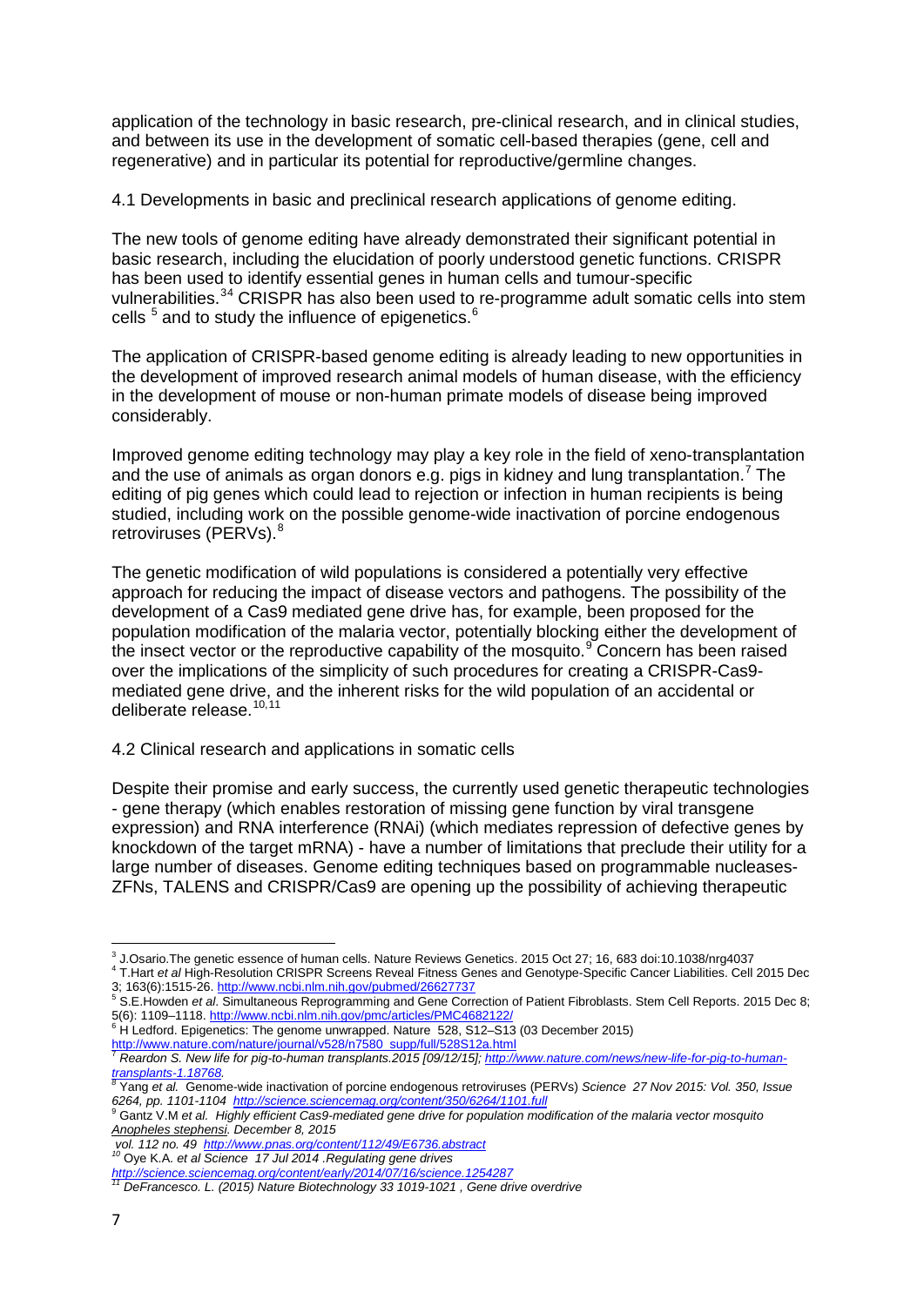application of the technology in basic research, pre-clinical research, and in clinical studies, and between its use in the development of somatic cell-based therapies (gene, cell and regenerative) and in particular its potential for reproductive/germline changes.

4.1 Developments in basic and preclinical research applications of genome editing.

The new tools of genome editing have already demonstrated their significant potential in basic research, including the elucidation of poorly understood genetic functions. CRISPR has been used to identify essential genes in human cells and tumour-specific vulnerabilities.[3][4] CRISPR has also been used to re-programme adult somatic cells into stem cells [5] and to study the influence of epigenetics.[6]

The application of CRISPR-based genome editing is already leading to new opportunities in the development of improved research animal models of human disease, with the efficiency in the development of mouse or non-human primate models of disease being improved considerably.

Improved genome editing technology may play a key role in the field of xeno-transplantation and the use of animals as organ donors e.g. pigs in kidney and lung transplantation.[7] The editing of pig genes which could lead to rejection or infection in human recipients is being studied, including work on the possible genome-wide inactivation of porcine endogenous retroviruses (PERVs).[8]

The genetic modification of wild populations is considered a potentially very effective approach for reducing the impact of disease vectors and pathogens. The possibility of the development of a Cas9 mediated gene drive has, for example, been proposed for the population modification of the malaria vector, potentially blocking either the development of the insect vector or the reproductive capability of the mosquito.[9] Concern has been raised over the implications of the simplicity of such procedures for creating a CRISPR-Cas9-mediated gene drive, and the inherent risks for the wild population of an accidental or deliberate release.[10,11]

4.2 Clinical research and applications in somatic cells

Despite their promise and early success, the currently used genetic therapeutic technologies - gene therapy (which enables restoration of missing gene function by viral transgene expression) and RNA interference (RNAi) (which mediates repression of defective genes by knockdown of the target mRNA) - have a number of limitations that preclude their utility for a large number of diseases. Genome editing techniques based on programmable nucleases- ZFNs, TALENS and CRISPR/Cas9 are opening up the possibility of achieving therapeutic

---

[3] J.Osario.The genetic essence of human cells. Nature Reviews Genetics. 2015 Oct 27; 16, 683 doi:10.1038/nrg4037

[4] T.Hart *et al* High-Resolution CRISPR Screens Reveal Fitness Genes and Genotype-Specific Cancer Liabilities. Cell 2015 Dec 3; 163(6):1515-26. http://www.ncbi.nlm.nih.gov/pubmed/26627737

[5] S.E.Howden *et al*. Simultaneous Reprogramming and Gene Correction of Patient Fibroblasts. Stem Cell Reports. 2015 Dec 8; 5(6): 1109–1118. http://www.ncbi.nlm.nih.gov/pmc/articles/PMC4682122/

[6] H Ledford. Epigenetics: The genome unwrapped. Nature 528, S12–S13 (03 December 2015) http://www.nature.com/nature/journal/v528/n7580_supp/full/528S12a.html

[7] *Reardon S. New life for pig-to-human transplants.2015 [09/12/15]; http://www.nature.com/news/new-life-for-pig-to-human-transplants-1.18768.*

[8] Yang *et al.* Genome-wide inactivation of porcine endogenous retroviruses (PERVs) *Science 27 Nov 2015: Vol. 350, Issue 6264, pp. 1101-1104 http://science.sciencemag.org/content/350/6264/1101.full*

[9] Gantz V.M *et al. Highly efficient Cas9-mediated gene drive for population modification of the malaria vector mosquito Anopheles stephensi. December 8, 2015 vol. 112 no. 49 http://www.pnas.org/content/112/49/E6736.abstract*

[10] Oye K.A. *et al Science 17 Jul 2014 .Regulating gene drives http://science.sciencemag.org/content/early/2014/07/16/science.1254287*

[11] *DeFrancesco. L. (2015) Nature Biotechnology 33 1019-1021 , Gene drive overdrive*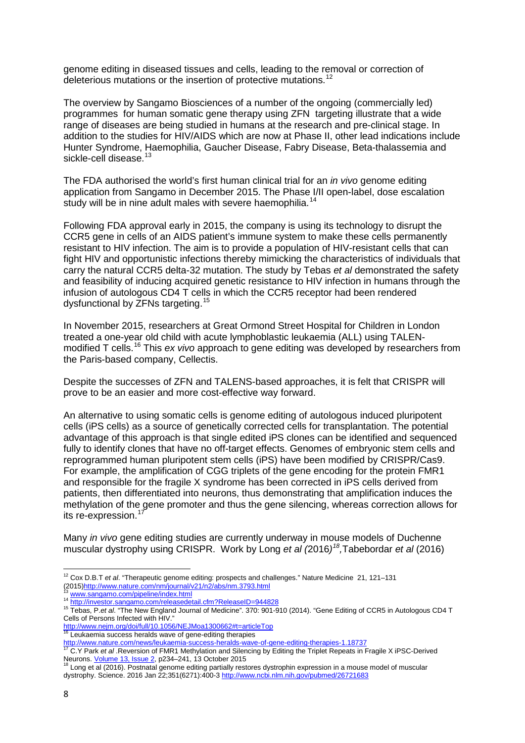genome editing in diseased tissues and cells, leading to the removal or correction of deleterious mutations or the insertion of protective mutations.[12]

The overview by Sangamo Biosciences of a number of the ongoing (commercially led) programmes for human somatic gene therapy using ZFN targeting illustrate that a wide range of diseases are being studied in humans at the research and pre-clinical stage. In addition to the studies for HIV/AIDS which are now at Phase II, other lead indications include Hunter Syndrome, Haemophilia, Gaucher Disease, Fabry Disease, Beta-thalassemia and sickle-cell disease.[13]

The FDA authorised the world's first human clinical trial for an *in vivo* genome editing application from Sangamo in December 2015. The Phase I/II open-label, dose escalation study will be in nine adult males with severe haemophilia.[14]

Following FDA approval early in 2015, the company is using its technology to disrupt the CCR5 gene in cells of an AIDS patient's immune system to make these cells permanently resistant to HIV infection. The aim is to provide a population of HIV-resistant cells that can fight HIV and opportunistic infections thereby mimicking the characteristics of individuals that carry the natural CCR5 delta-32 mutation. The study by Tebas *et al* demonstrated the safety and feasibility of inducing acquired genetic resistance to HIV infection in humans through the infusion of autologous CD4 T cells in which the CCR5 receptor had been rendered dysfunctional by ZFNs targeting.[15]

In November 2015, researchers at Great Ormond Street Hospital for Children in London treated a one-year old child with acute lymphoblastic leukaemia (ALL) using TALEN-modified T cells.[16] This *ex vivo* approach to gene editing was developed by researchers from the Paris-based company, Cellectis.

Despite the successes of ZFN and TALENS-based approaches, it is felt that CRISPR will prove to be an easier and more cost-effective way forward.

An alternative to using somatic cells is genome editing of autologous induced pluripotent cells (iPS cells) as a source of genetically corrected cells for transplantation. The potential advantage of this approach is that single edited iPS clones can be identified and sequenced fully to identify clones that have no off-target effects. Genomes of embryonic stem cells and reprogrammed human pluripotent stem cells (iPS) have been modified by CRISPR/Cas9. For example, the amplification of CGG triplets of the gene encoding for the protein FMR1 and responsible for the fragile X syndrome has been corrected in iPS cells derived from patients, then differentiated into neurons, thus demonstrating that amplification induces the methylation of the gene promoter and thus the gene silencing, whereas correction allows for its re-expression.[17]

Many *in vivo* gene editing studies are currently underway in mouse models of Duchenne muscular dystrophy using CRISPR. Work by Long *et al (*2016*)*[18]*,* Tabebordar *et al* (2016)

---

[12] Cox D.B.T *et al*. "Therapeutic genome editing: prospects and challenges." Nature Medicine 21, 121–131 (2015)http://www.nature.com/nm/journal/v21/n2/abs/nm.3793.html

[13] www.sangamo.com/pipeline/index.html

[14] http://investor.sangamo.com/releasedetail.cfm?ReleaseID=944828

[15] Tebas, P.*et al*. "The New England Journal of Medicine". 370: 901-910 (2014). "Gene Editing of CCR5 in Autologous CD4 T Cells of Persons Infected with HIV." http://www.nejm.org/doi/full/10.1056/NEJMoa1300662#t=articleTop

[16] Leukaemia success heralds wave of gene-editing therapies http://www.nature.com/news/leukaemia-success-heralds-wave-of-gene-editing-therapies-1.18737

[17] C.Y Park *et al* .Reversion of FMR1 Methylation and Silencing by Editing the Triplet Repeats in Fragile X iPSC-Derived Neurons. Volume 13, Issue 2, p234–241, 13 October 2015

[18] Long et al (2016). Postnatal genome editing partially restores dystrophin expression in a mouse model of muscular dystrophy. Science. 2016 Jan 22;351(6271):400-3 http://www.ncbi.nlm.nih.gov/pubmed/26721683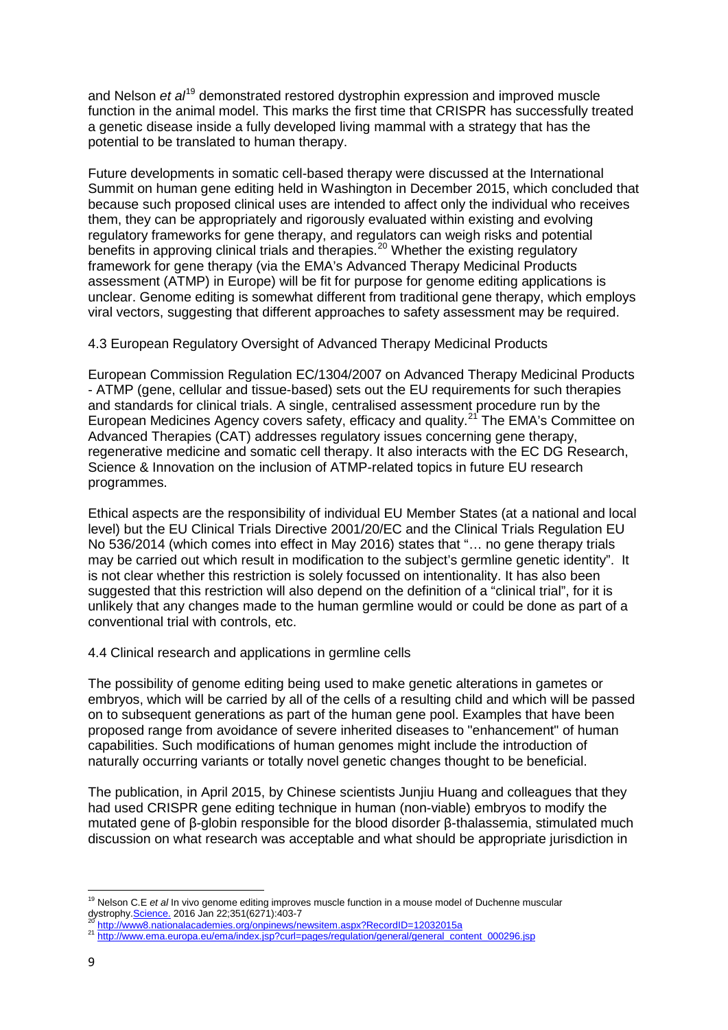and Nelson *et al*[19] demonstrated restored dystrophin expression and improved muscle function in the animal model. This marks the first time that CRISPR has successfully treated a genetic disease inside a fully developed living mammal with a strategy that has the potential to be translated to human therapy.

Future developments in somatic cell-based therapy were discussed at the International Summit on human gene editing held in Washington in December 2015, which concluded that because such proposed clinical uses are intended to affect only the individual who receives them, they can be appropriately and rigorously evaluated within existing and evolving regulatory frameworks for gene therapy, and regulators can weigh risks and potential benefits in approving clinical trials and therapies.[20] Whether the existing regulatory framework for gene therapy (via the EMA's Advanced Therapy Medicinal Products assessment (ATMP) in Europe) will be fit for purpose for genome editing applications is unclear. Genome editing is somewhat different from traditional gene therapy, which employs viral vectors, suggesting that different approaches to safety assessment may be required.

### 4.3 European Regulatory Oversight of Advanced Therapy Medicinal Products

European Commission Regulation EC/1304/2007 on Advanced Therapy Medicinal Products - ATMP (gene, cellular and tissue-based) sets out the EU requirements for such therapies and standards for clinical trials. A single, centralised assessment procedure run by the European Medicines Agency covers safety, efficacy and quality.[21] The EMA's Committee on Advanced Therapies (CAT) addresses regulatory issues concerning gene therapy, regenerative medicine and somatic cell therapy. It also interacts with the EC DG Research, Science & Innovation on the inclusion of ATMP-related topics in future EU research programmes.

Ethical aspects are the responsibility of individual EU Member States (at a national and local level) but the EU Clinical Trials Directive 2001/20/EC and the Clinical Trials Regulation EU No 536/2014 (which comes into effect in May 2016) states that "… no gene therapy trials may be carried out which result in modification to the subject's germline genetic identity". It is not clear whether this restriction is solely focussed on intentionality. It has also been suggested that this restriction will also depend on the definition of a "clinical trial", for it is unlikely that any changes made to the human germline would or could be done as part of a conventional trial with controls, etc.

### 4.4 Clinical research and applications in germline cells

The possibility of genome editing being used to make genetic alterations in gametes or embryos, which will be carried by all of the cells of a resulting child and which will be passed on to subsequent generations as part of the human gene pool. Examples that have been proposed range from avoidance of severe inherited diseases to "enhancement" of human capabilities. Such modifications of human genomes might include the introduction of naturally occurring variants or totally novel genetic changes thought to be beneficial.

The publication, in April 2015, by Chinese scientists Junjiu Huang and colleagues that they had used CRISPR gene editing technique in human (non-viable) embryos to modify the mutated gene of β-globin responsible for the blood disorder β-thalassemia, stimulated much discussion on what research was acceptable and what should be appropriate jurisdiction in

---

[19] Nelson C.E *et al* In vivo genome editing improves muscle function in a mouse model of Duchenne muscular dystrophy.Science. 2016 Jan 22;351(6271):403-7

[20] http://www8.nationalacademies.org/onpinews/newsitem.aspx?RecordID=12032015a

[21] http://www.ema.europa.eu/ema/index.jsp?curl=pages/regulation/general/general_content_000296.jsp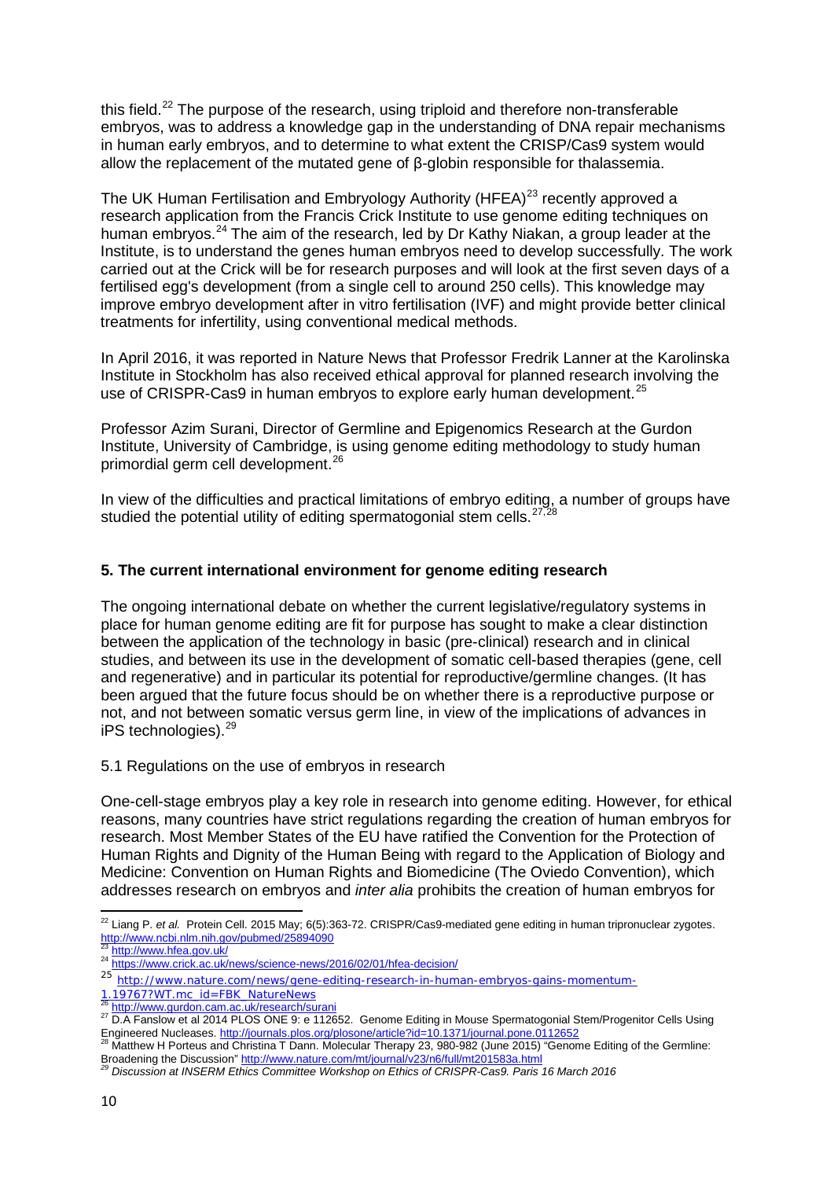this field.[22] The purpose of the research, using triploid and therefore non-transferable embryos, was to address a knowledge gap in the understanding of DNA repair mechanisms in human early embryos, and to determine to what extent the CRISP/Cas9 system would allow the replacement of the mutated gene of β-globin responsible for thalassemia.

The UK Human Fertilisation and Embryology Authority (HFEA)[23] recently approved a research application from the Francis Crick Institute to use genome editing techniques on human embryos.[24] The aim of the research, led by Dr Kathy Niakan, a group leader at the Institute, is to understand the genes human embryos need to develop successfully. The work carried out at the Crick will be for research purposes and will look at the first seven days of a fertilised egg's development (from a single cell to around 250 cells). This knowledge may improve embryo development after in vitro fertilisation (IVF) and might provide better clinical treatments for infertility, using conventional medical methods.

In April 2016, it was reported in Nature News that Professor Fredrik Lanner at the Karolinska Institute in Stockholm has also received ethical approval for planned research involving the use of CRISPR-Cas9 in human embryos to explore early human development.[25]

Professor Azim Surani, Director of Germline and Epigenomics Research at the Gurdon Institute, University of Cambridge, is using genome editing methodology to study human primordial germ cell development.[26]

In view of the difficulties and practical limitations of embryo editing, a number of groups have studied the potential utility of editing spermatogonial stem cells.[27,28]

## 5. The current international environment for genome editing research

The ongoing international debate on whether the current legislative/regulatory systems in place for human genome editing are fit for purpose has sought to make a clear distinction between the application of the technology in basic (pre-clinical) research and in clinical studies, and between its use in the development of somatic cell-based therapies (gene, cell and regenerative) and in particular its potential for reproductive/germline changes. (It has been argued that the future focus should be on whether there is a reproductive purpose or not, and not between somatic versus germ line, in view of the implications of advances in iPS technologies).[29]

### 5.1 Regulations on the use of embryos in research

One-cell-stage embryos play a key role in research into genome editing. However, for ethical reasons, many countries have strict regulations regarding the creation of human embryos for research. Most Member States of the EU have ratified the Convention for the Protection of Human Rights and Dignity of the Human Being with regard to the Application of Biology and Medicine: Convention on Human Rights and Biomedicine (The Oviedo Convention), which addresses research on embryos and *inter alia* prohibits the creation of human embryos for

---

[22] Liang P. *et al.* Protein Cell. 2015 May; 6(5):363-72. CRISPR/Cas9-mediated gene editing in human tripronuclear zygotes. http://www.ncbi.nlm.nih.gov/pubmed/25894090

[23] http://www.hfea.gov.uk/

[24] https://www.crick.ac.uk/news/science-news/2016/02/01/hfea-decision/

[25] http://www.nature.com/news/gene-editing-research-in-human-embryos-gains-momentum-1.19767?WT.mc_id=FBK_NatureNews

[26] http://www.gurdon.cam.ac.uk/research/surani

[27] D.A Fanslow et al 2014 PLOS ONE 9: e 112652. Genome Editing in Mouse Spermatogonial Stem/Progenitor Cells Using Engineered Nucleases. http://journals.plos.org/plosone/article?id=10.1371/journal.pone.0112652

[28] Matthew H Porteus and Christina T Dann. Molecular Therapy 23, 980-982 (June 2015) "Genome Editing of the Germline: Broadening the Discussion" http://www.nature.com/mt/journal/v23/n6/full/mt201583a.html

[29] *Discussion at INSERM Ethics Committee Workshop on Ethics of CRISPR-Cas9. Paris 16 March 2016*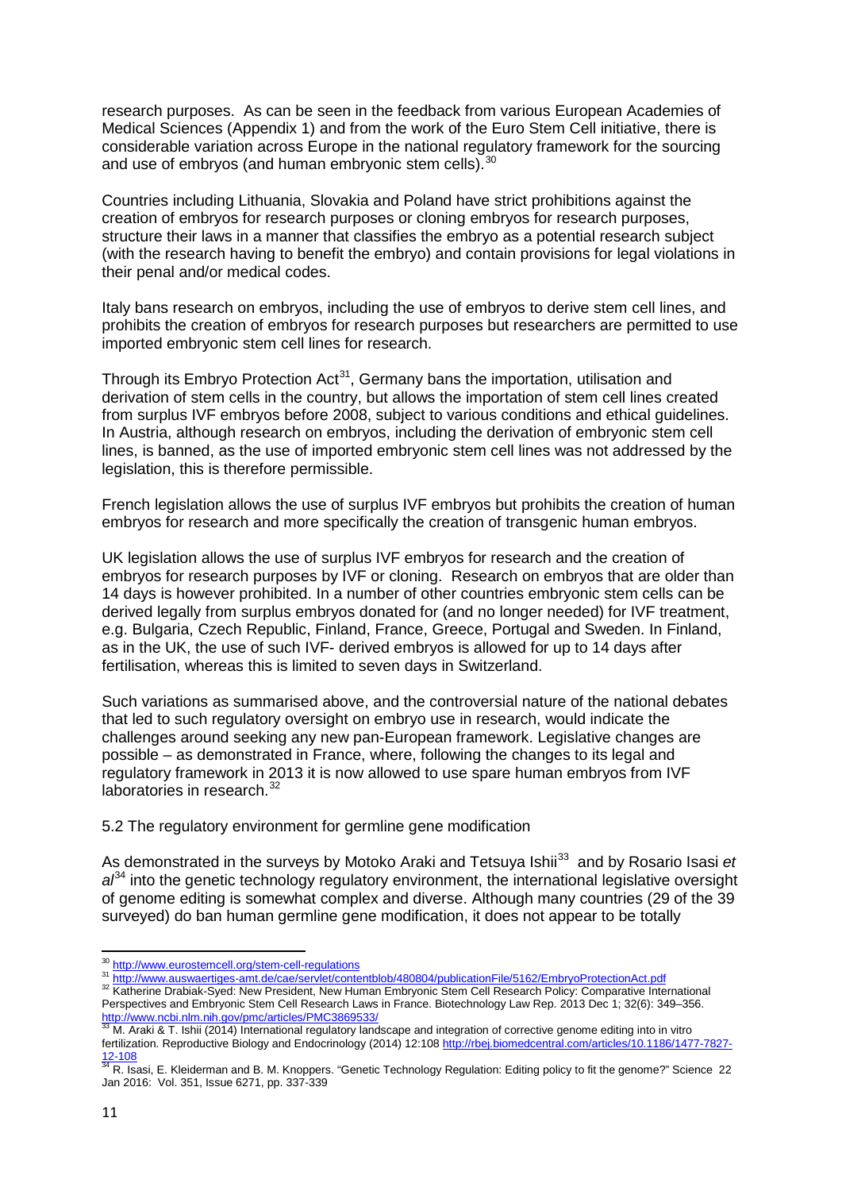research purposes. As can be seen in the feedback from various European Academies of Medical Sciences (Appendix 1) and from the work of the Euro Stem Cell initiative, there is considerable variation across Europe in the national regulatory framework for the sourcing and use of embryos (and human embryonic stem cells).[30]

Countries including Lithuania, Slovakia and Poland have strict prohibitions against the creation of embryos for research purposes or cloning embryos for research purposes, structure their laws in a manner that classifies the embryo as a potential research subject (with the research having to benefit the embryo) and contain provisions for legal violations in their penal and/or medical codes.

Italy bans research on embryos, including the use of embryos to derive stem cell lines, and prohibits the creation of embryos for research purposes but researchers are permitted to use imported embryonic stem cell lines for research.

Through its Embryo Protection Act[31], Germany bans the importation, utilisation and derivation of stem cells in the country, but allows the importation of stem cell lines created from surplus IVF embryos before 2008, subject to various conditions and ethical guidelines. In Austria, although research on embryos, including the derivation of embryonic stem cell lines, is banned, as the use of imported embryonic stem cell lines was not addressed by the legislation, this is therefore permissible.

French legislation allows the use of surplus IVF embryos but prohibits the creation of human embryos for research and more specifically the creation of transgenic human embryos.

UK legislation allows the use of surplus IVF embryos for research and the creation of embryos for research purposes by IVF or cloning. Research on embryos that are older than 14 days is however prohibited. In a number of other countries embryonic stem cells can be derived legally from surplus embryos donated for (and no longer needed) for IVF treatment, e.g. Bulgaria, Czech Republic, Finland, France, Greece, Portugal and Sweden. In Finland, as in the UK, the use of such IVF- derived embryos is allowed for up to 14 days after fertilisation, whereas this is limited to seven days in Switzerland.

Such variations as summarised above, and the controversial nature of the national debates that led to such regulatory oversight on embryo use in research, would indicate the challenges around seeking any new pan-European framework. Legislative changes are possible – as demonstrated in France, where, following the changes to its legal and regulatory framework in 2013 it is now allowed to use spare human embryos from IVF laboratories in research.[32]

5.2 The regulatory environment for germline gene modification

As demonstrated in the surveys by Motoko Araki and Tetsuya Ishii[33] and by Rosario Isasi *et al*[34] into the genetic technology regulatory environment, the international legislative oversight of genome editing is somewhat complex and diverse. Although many countries (29 of the 39 surveyed) do ban human germline gene modification, it does not appear to be totally

---

[30] http://www.eurostemcell.org/stem-cell-regulations

[31] http://www.auswaertiges-amt.de/cae/servlet/contentblob/480804/publicationFile/5162/EmbryoProtectionAct.pdf

[32] Katherine Drabiak-Syed: New President, New Human Embryonic Stem Cell Research Policy: Comparative International Perspectives and Embryonic Stem Cell Research Laws in France. Biotechnology Law Rep. 2013 Dec 1; 32(6): 349–356. http://www.ncbi.nlm.nih.gov/pmc/articles/PMC3869533/

[33] M. Araki & T. Ishii (2014) International regulatory landscape and integration of corrective genome editing into in vitro fertilization. Reproductive Biology and Endocrinology (2014) 12:108 http://rbej.biomedcentral.com/articles/10.1186/1477-7827-12-108

[34] R. Isasi, E. Kleiderman and B. M. Knoppers. "Genetic Technology Regulation: Editing policy to fit the genome?" Science 22 Jan 2016: Vol. 351, Issue 6271, pp. 337-339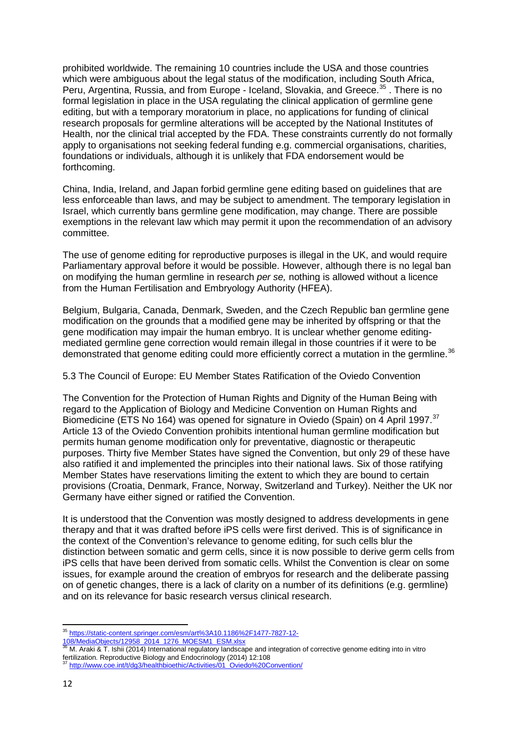prohibited worldwide. The remaining 10 countries include the USA and those countries which were ambiguous about the legal status of the modification, including South Africa, Peru, Argentina, Russia, and from Europe - Iceland, Slovakia, and Greece.[35] . There is no formal legislation in place in the USA regulating the clinical application of germline gene editing, but with a temporary moratorium in place, no applications for funding of clinical research proposals for germline alterations will be accepted by the National Institutes of Health, nor the clinical trial accepted by the FDA. These constraints currently do not formally apply to organisations not seeking federal funding e.g. commercial organisations, charities, foundations or individuals, although it is unlikely that FDA endorsement would be forthcoming.

China, India, Ireland, and Japan forbid germline gene editing based on guidelines that are less enforceable than laws, and may be subject to amendment. The temporary legislation in Israel, which currently bans germline gene modification, may change. There are possible exemptions in the relevant law which may permit it upon the recommendation of an advisory committee.

The use of genome editing for reproductive purposes is illegal in the UK, and would require Parliamentary approval before it would be possible. However, although there is no legal ban on modifying the human germline in research *per se,* nothing is allowed without a licence from the Human Fertilisation and Embryology Authority (HFEA).

Belgium, Bulgaria, Canada, Denmark, Sweden, and the Czech Republic ban germline gene modification on the grounds that a modified gene may be inherited by offspring or that the gene modification may impair the human embryo. It is unclear whether genome editing-mediated germline gene correction would remain illegal in those countries if it were to be demonstrated that genome editing could more efficiently correct a mutation in the germline.[36]

5.3 The Council of Europe: EU Member States Ratification of the Oviedo Convention

The Convention for the Protection of Human Rights and Dignity of the Human Being with regard to the Application of Biology and Medicine Convention on Human Rights and Biomedicine (ETS No 164) was opened for signature in Oviedo (Spain) on 4 April 1997.[37] Article 13 of the Oviedo Convention prohibits intentional human germline modification but permits human genome modification only for preventative, diagnostic or therapeutic purposes. Thirty five Member States have signed the Convention, but only 29 of these have also ratified it and implemented the principles into their national laws. Six of those ratifying Member States have reservations limiting the extent to which they are bound to certain provisions (Croatia, Denmark, France, Norway, Switzerland and Turkey). Neither the UK nor Germany have either signed or ratified the Convention.

It is understood that the Convention was mostly designed to address developments in gene therapy and that it was drafted before iPS cells were first derived. This is of significance in the context of the Convention's relevance to genome editing, for such cells blur the distinction between somatic and germ cells, since it is now possible to derive germ cells from iPS cells that have been derived from somatic cells. Whilst the Convention is clear on some issues, for example around the creation of embryos for research and the deliberate passing on of genetic changes, there is a lack of clarity on a number of its definitions (e.g. germline) and on its relevance for basic research versus clinical research.

---

[35] https://static-content.springer.com/esm/art%3A10.1186%2F1477-7827-12-108/MediaObjects/12958_2014_1276_MOESM1_ESM.xlsx

[36] M. Araki & T. Ishii (2014) International regulatory landscape and integration of corrective genome editing into in vitro fertilization. Reproductive Biology and Endocrinology (2014) 12:108

[37] http://www.coe.int/t/dg3/healthbioethic/Activities/01_Oviedo%20Convention/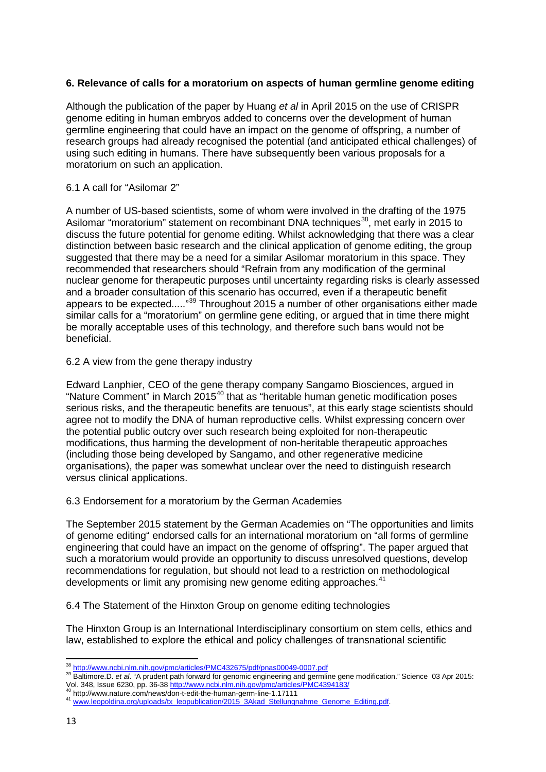**6. Relevance of calls for a moratorium on aspects of human germline genome editing**

Although the publication of the paper by Huang *et al* in April 2015 on the use of CRISPR genome editing in human embryos added to concerns over the development of human germline engineering that could have an impact on the genome of offspring, a number of research groups had already recognised the potential (and anticipated ethical challenges) of using such editing in humans. There have subsequently been various proposals for a moratorium on such an application.

6.1 A call for "Asilomar 2"

A number of US-based scientists, some of whom were involved in the drafting of the 1975 Asilomar "moratorium" statement on recombinant DNA techniques[38], met early in 2015 to discuss the future potential for genome editing. Whilst acknowledging that there was a clear distinction between basic research and the clinical application of genome editing, the group suggested that there may be a need for a similar Asilomar moratorium in this space. They recommended that researchers should "Refrain from any modification of the germinal nuclear genome for therapeutic purposes until uncertainty regarding risks is clearly assessed and a broader consultation of this scenario has occurred, even if a therapeutic benefit appears to be expected....."[39] Throughout 2015 a number of other organisations either made similar calls for a "moratorium" on germline gene editing, or argued that in time there might be morally acceptable uses of this technology, and therefore such bans would not be beneficial.

6.2 A view from the gene therapy industry

Edward Lanphier, CEO of the gene therapy company Sangamo Biosciences, argued in "Nature Comment" in March 2015[40] that as "heritable human genetic modification poses serious risks, and the therapeutic benefits are tenuous", at this early stage scientists should agree not to modify the DNA of human reproductive cells. Whilst expressing concern over the potential public outcry over such research being exploited for non-therapeutic modifications, thus harming the development of non-heritable therapeutic approaches (including those being developed by Sangamo, and other regenerative medicine organisations), the paper was somewhat unclear over the need to distinguish research versus clinical applications.

6.3 Endorsement for a moratorium by the German Academies

The September 2015 statement by the German Academies on "The opportunities and limits of genome editing" endorsed calls for an international moratorium on "all forms of germline engineering that could have an impact on the genome of offspring". The paper argued that such a moratorium would provide an opportunity to discuss unresolved questions, develop recommendations for regulation, but should not lead to a restriction on methodological developments or limit any promising new genome editing approaches.[41]

6.4 The Statement of the Hinxton Group on genome editing technologies

The Hinxton Group is an International Interdisciplinary consortium on stem cells, ethics and law, established to explore the ethical and policy challenges of transnational scientific

---

[38] http://www.ncbi.nlm.nih.gov/pmc/articles/PMC432675/pdf/pnas00049-0007.pdf

[39] Baltimore.D. *et al*. "A prudent path forward for genomic engineering and germline gene modification." Science 03 Apr 2015: Vol. 348, Issue 6230, pp. 36-38 http://www.ncbi.nlm.nih.gov/pmc/articles/PMC4394183/

[40] http://www.nature.com/news/don-t-edit-the-human-germ-line-1.17111

[41] www.leopoldina.org/uploads/tx_leopublication/2015_3Akad_Stellungnahme_Genome_Editing.pdf.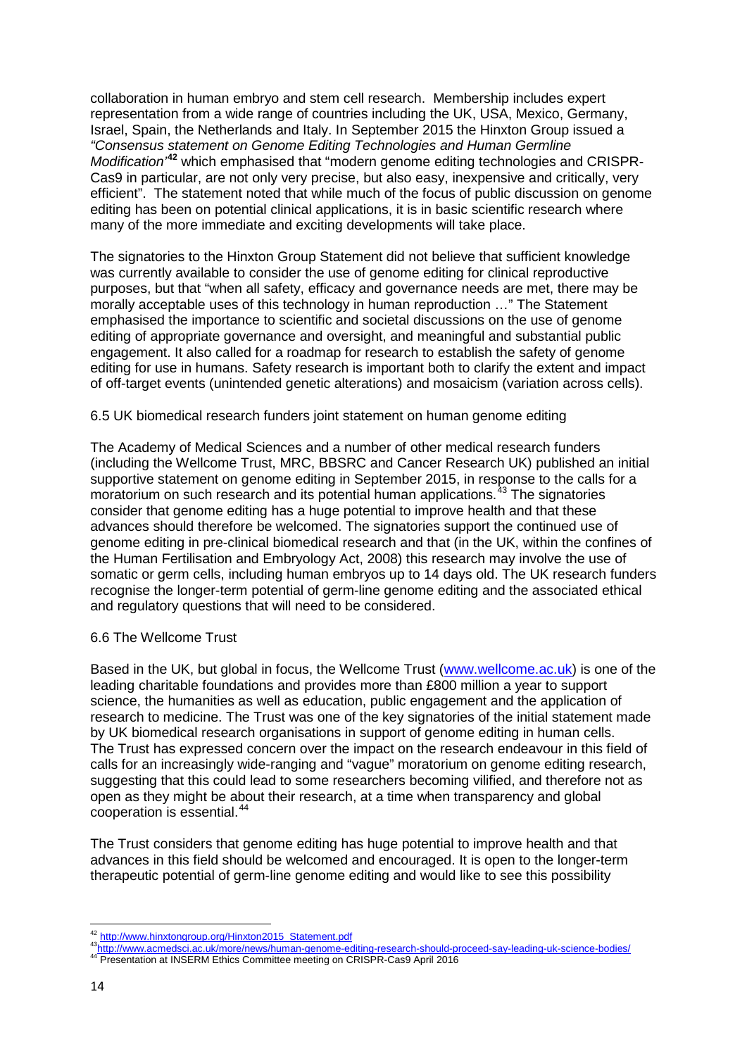collaboration in human embryo and stem cell research. Membership includes expert representation from a wide range of countries including the UK, USA, Mexico, Germany, Israel, Spain, the Netherlands and Italy. In September 2015 the Hinxton Group issued a *"Consensus statement on Genome Editing Technologies and Human Germline Modification"*[42] which emphasised that "modern genome editing technologies and CRISPR-Cas9 in particular, are not only very precise, but also easy, inexpensive and critically, very efficient". The statement noted that while much of the focus of public discussion on genome editing has been on potential clinical applications, it is in basic scientific research where many of the more immediate and exciting developments will take place.

The signatories to the Hinxton Group Statement did not believe that sufficient knowledge was currently available to consider the use of genome editing for clinical reproductive purposes, but that "when all safety, efficacy and governance needs are met, there may be morally acceptable uses of this technology in human reproduction …" The Statement emphasised the importance to scientific and societal discussions on the use of genome editing of appropriate governance and oversight, and meaningful and substantial public engagement. It also called for a roadmap for research to establish the safety of genome editing for use in humans. Safety research is important both to clarify the extent and impact of off-target events (unintended genetic alterations) and mosaicism (variation across cells).

### 6.5 UK biomedical research funders joint statement on human genome editing

The Academy of Medical Sciences and a number of other medical research funders (including the Wellcome Trust, MRC, BBSRC and Cancer Research UK) published an initial supportive statement on genome editing in September 2015, in response to the calls for a moratorium on such research and its potential human applications.[43] The signatories consider that genome editing has a huge potential to improve health and that these advances should therefore be welcomed. The signatories support the continued use of genome editing in pre-clinical biomedical research and that (in the UK, within the confines of the Human Fertilisation and Embryology Act, 2008) this research may involve the use of somatic or germ cells, including human embryos up to 14 days old. The UK research funders recognise the longer-term potential of germ-line genome editing and the associated ethical and regulatory questions that will need to be considered.

### 6.6 The Wellcome Trust

Based in the UK, but global in focus, the Wellcome Trust (www.wellcome.ac.uk) is one of the leading charitable foundations and provides more than £800 million a year to support science, the humanities as well as education, public engagement and the application of research to medicine. The Trust was one of the key signatories of the initial statement made by UK biomedical research organisations in support of genome editing in human cells. The Trust has expressed concern over the impact on the research endeavour in this field of calls for an increasingly wide-ranging and "vague" moratorium on genome editing research, suggesting that this could lead to some researchers becoming vilified, and therefore not as open as they might be about their research, at a time when transparency and global cooperation is essential.[44]

The Trust considers that genome editing has huge potential to improve health and that advances in this field should be welcomed and encouraged. It is open to the longer-term therapeutic potential of germ-line genome editing and would like to see this possibility

---

[42] http://www.hinxtongroup.org/Hinxton2015_Statement.pdf

[43] http://www.acmedsci.ac.uk/more/news/human-genome-editing-research-should-proceed-say-leading-uk-science-bodies/

[44] Presentation at INSERM Ethics Committee meeting on CRISPR-Cas9 April 2016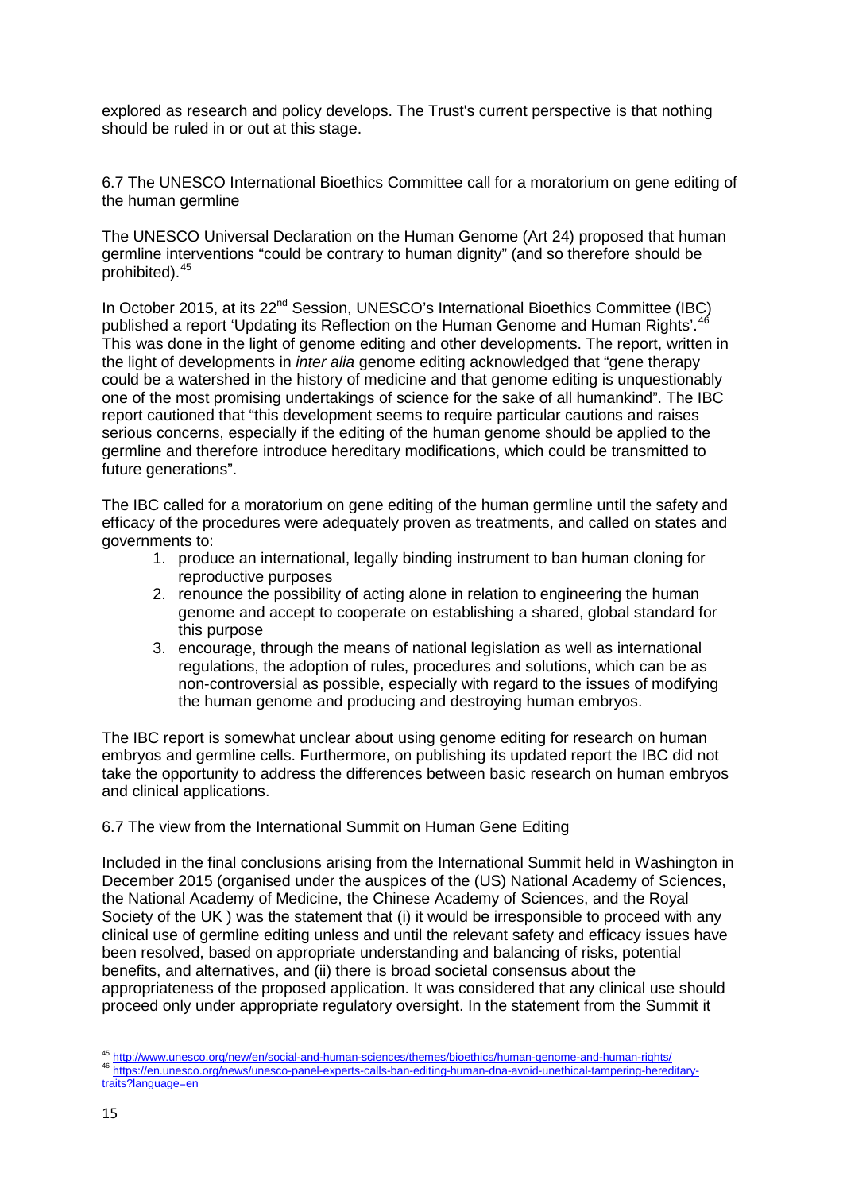explored as research and policy develops. The Trust's current perspective is that nothing should be ruled in or out at this stage.

### 6.7 The UNESCO International Bioethics Committee call for a moratorium on gene editing of the human germline

The UNESCO Universal Declaration on the Human Genome (Art 24) proposed that human germline interventions "could be contrary to human dignity" (and so therefore should be prohibited).[45]

In October 2015, at its 22nd Session, UNESCO's International Bioethics Committee (IBC) published a report 'Updating its Reflection on the Human Genome and Human Rights'.[46] This was done in the light of genome editing and other developments. The report, written in the light of developments in *inter alia* genome editing acknowledged that "gene therapy could be a watershed in the history of medicine and that genome editing is unquestionably one of the most promising undertakings of science for the sake of all humankind". The IBC report cautioned that "this development seems to require particular cautions and raises serious concerns, especially if the editing of the human genome should be applied to the germline and therefore introduce hereditary modifications, which could be transmitted to future generations".

The IBC called for a moratorium on gene editing of the human germline until the safety and efficacy of the procedures were adequately proven as treatments, and called on states and governments to:

1. produce an international, legally binding instrument to ban human cloning for reproductive purposes
2. renounce the possibility of acting alone in relation to engineering the human genome and accept to cooperate on establishing a shared, global standard for this purpose
3. encourage, through the means of national legislation as well as international regulations, the adoption of rules, procedures and solutions, which can be as non-controversial as possible, especially with regard to the issues of modifying the human genome and producing and destroying human embryos.

The IBC report is somewhat unclear about using genome editing for research on human embryos and germline cells. Furthermore, on publishing its updated report the IBC did not take the opportunity to address the differences between basic research on human embryos and clinical applications.

### 6.7 The view from the International Summit on Human Gene Editing

Included in the final conclusions arising from the International Summit held in Washington in December 2015 (organised under the auspices of the (US) National Academy of Sciences, the National Academy of Medicine, the Chinese Academy of Sciences, and the Royal Society of the UK ) was the statement that (i) it would be irresponsible to proceed with any clinical use of germline editing unless and until the relevant safety and efficacy issues have been resolved, based on appropriate understanding and balancing of risks, potential benefits, and alternatives, and (ii) there is broad societal consensus about the appropriateness of the proposed application. It was considered that any clinical use should proceed only under appropriate regulatory oversight. In the statement from the Summit it

---

[45] http://www.unesco.org/new/en/social-and-human-sciences/themes/bioethics/human-genome-and-human-rights/

[46] https://en.unesco.org/news/unesco-panel-experts-calls-ban-editing-human-dna-avoid-unethical-tampering-hereditary-traits?language=en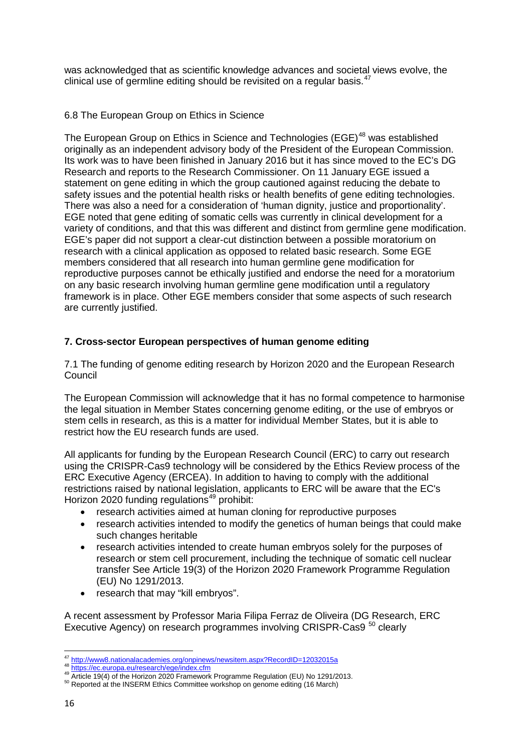was acknowledged that as scientific knowledge advances and societal views evolve, the clinical use of germline editing should be revisited on a regular basis.[47]

6.8 The European Group on Ethics in Science

The European Group on Ethics in Science and Technologies (EGE)[48] was established originally as an independent advisory body of the President of the European Commission. Its work was to have been finished in January 2016 but it has since moved to the EC's DG Research and reports to the Research Commissioner. On 11 January EGE issued a statement on gene editing in which the group cautioned against reducing the debate to safety issues and the potential health risks or health benefits of gene editing technologies. There was also a need for a consideration of 'human dignity, justice and proportionality'. EGE noted that gene editing of somatic cells was currently in clinical development for a variety of conditions, and that this was different and distinct from germline gene modification. EGE's paper did not support a clear-cut distinction between a possible moratorium on research with a clinical application as opposed to related basic research. Some EGE members considered that all research into human germline gene modification for reproductive purposes cannot be ethically justified and endorse the need for a moratorium on any basic research involving human germline gene modification until a regulatory framework is in place. Other EGE members consider that some aspects of such research are currently justified.

## 7. Cross-sector European perspectives of human genome editing

7.1 The funding of genome editing research by Horizon 2020 and the European Research Council

The European Commission will acknowledge that it has no formal competence to harmonise the legal situation in Member States concerning genome editing, or the use of embryos or stem cells in research, as this is a matter for individual Member States, but it is able to restrict how the EU research funds are used.

All applicants for funding by the European Research Council (ERC) to carry out research using the CRISPR-Cas9 technology will be considered by the Ethics Review process of the ERC Executive Agency (ERCEA). In addition to having to comply with the additional restrictions raised by national legislation, applicants to ERC will be aware that the EC's Horizon 2020 funding regulations[49] prohibit:

- research activities aimed at human cloning for reproductive purposes
- research activities intended to modify the genetics of human beings that could make such changes heritable
- research activities intended to create human embryos solely for the purposes of research or stem cell procurement, including the technique of somatic cell nuclear transfer See Article 19(3) of the Horizon 2020 Framework Programme Regulation (EU) No 1291/2013.
- research that may "kill embryos".

A recent assessment by Professor Maria Filipa Ferraz de Oliveira (DG Research, ERC Executive Agency) on research programmes involving CRISPR-Cas9 [50] clearly

---

[47] http://www8.nationalacademies.org/onpinews/newsitem.aspx?RecordID=12032015a

[48] https://ec.europa.eu/research/ege/index.cfm

[49] Article 19(4) of the Horizon 2020 Framework Programme Regulation (EU) No 1291/2013.

[50] Reported at the INSERM Ethics Committee workshop on genome editing (16 March)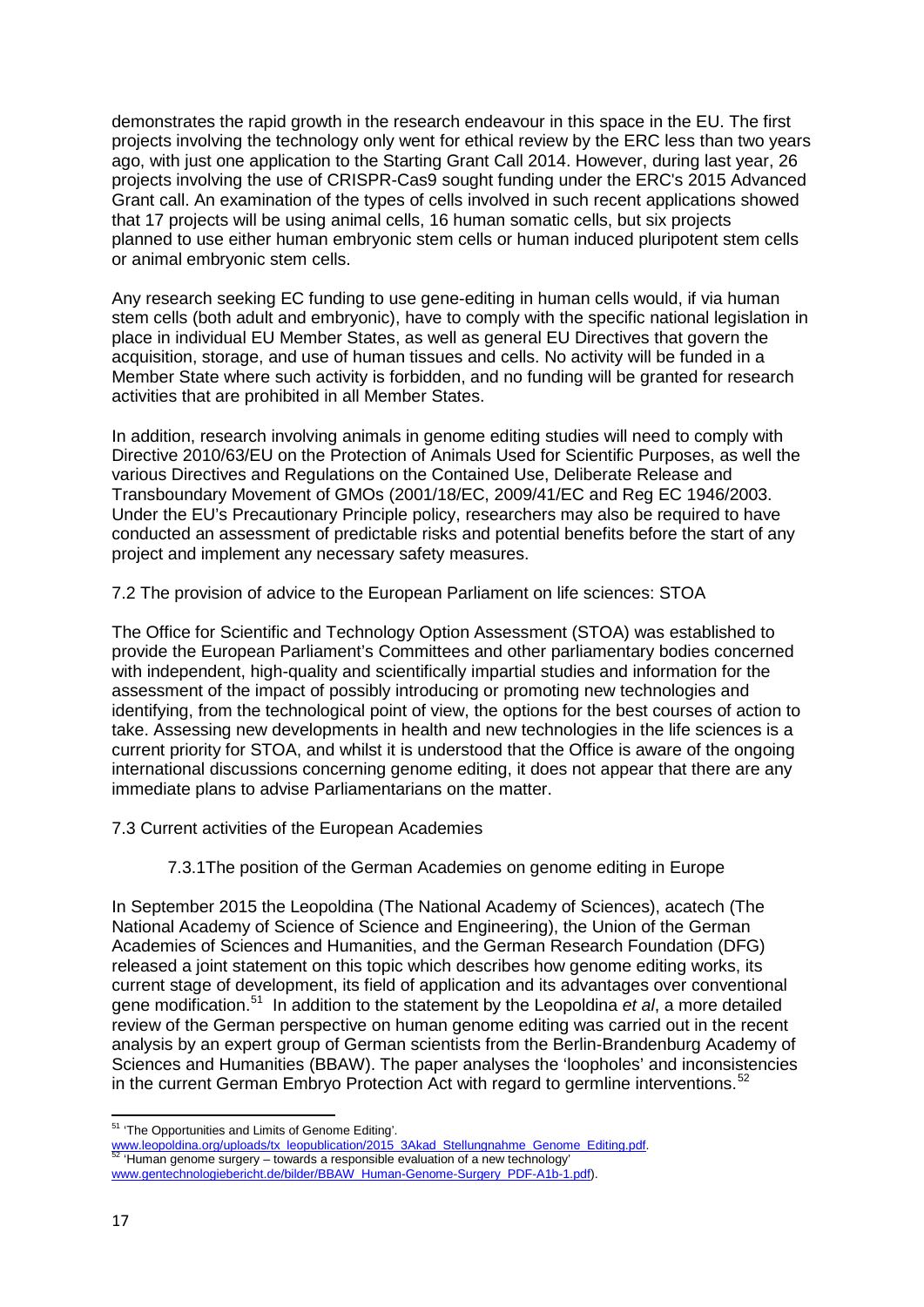demonstrates the rapid growth in the research endeavour in this space in the EU. The first projects involving the technology only went for ethical review by the ERC less than two years ago, with just one application to the Starting Grant Call 2014. However, during last year, 26 projects involving the use of CRISPR-Cas9 sought funding under the ERC's 2015 Advanced Grant call. An examination of the types of cells involved in such recent applications showed that 17 projects will be using animal cells, 16 human somatic cells, but six projects planned to use either human embryonic stem cells or human induced pluripotent stem cells or animal embryonic stem cells.

Any research seeking EC funding to use gene-editing in human cells would, if via human stem cells (both adult and embryonic), have to comply with the specific national legislation in place in individual EU Member States, as well as general EU Directives that govern the acquisition, storage, and use of human tissues and cells. No activity will be funded in a Member State where such activity is forbidden, and no funding will be granted for research activities that are prohibited in all Member States.

In addition, research involving animals in genome editing studies will need to comply with Directive 2010/63/EU on the Protection of Animals Used for Scientific Purposes, as well the various Directives and Regulations on the Contained Use, Deliberate Release and Transboundary Movement of GMOs (2001/18/EC, 2009/41/EC and Reg EC 1946/2003. Under the EU's Precautionary Principle policy, researchers may also be required to have conducted an assessment of predictable risks and potential benefits before the start of any project and implement any necessary safety measures.

### 7.2 The provision of advice to the European Parliament on life sciences: STOA

The Office for Scientific and Technology Option Assessment (STOA) was established to provide the European Parliament's Committees and other parliamentary bodies concerned with independent, high-quality and scientifically impartial studies and information for the assessment of the impact of possibly introducing or promoting new technologies and identifying, from the technological point of view, the options for the best courses of action to take. Assessing new developments in health and new technologies in the life sciences is a current priority for STOA, and whilst it is understood that the Office is aware of the ongoing international discussions concerning genome editing, it does not appear that there are any immediate plans to advise Parliamentarians on the matter.

### 7.3 Current activities of the European Academies

#### 7.3.1The position of the German Academies on genome editing in Europe

In September 2015 the Leopoldina (The National Academy of Sciences), acatech (The National Academy of Science of Science and Engineering), the Union of the German Academies of Sciences and Humanities, and the German Research Foundation (DFG) released a joint statement on this topic which describes how genome editing works, its current stage of development, its field of application and its advantages over conventional gene modification.[51] In addition to the statement by the Leopoldina *et al*, a more detailed review of the German perspective on human genome editing was carried out in the recent analysis by an expert group of German scientists from the Berlin-Brandenburg Academy of Sciences and Humanities (BBAW). The paper analyses the 'loopholes' and inconsistencies in the current German Embryo Protection Act with regard to germline interventions.[52]

---

[51] 'The Opportunities and Limits of Genome Editing'. www.leopoldina.org/uploads/tx_leopublication/2015_3Akad_Stellungnahme_Genome_Editing.pdf.

[52] 'Human genome surgery – towards a responsible evaluation of a new technology' www.gentechnologiebericht.de/bilder/BBAW_Human-Genome-Surgery_PDF-A1b-1.pdf).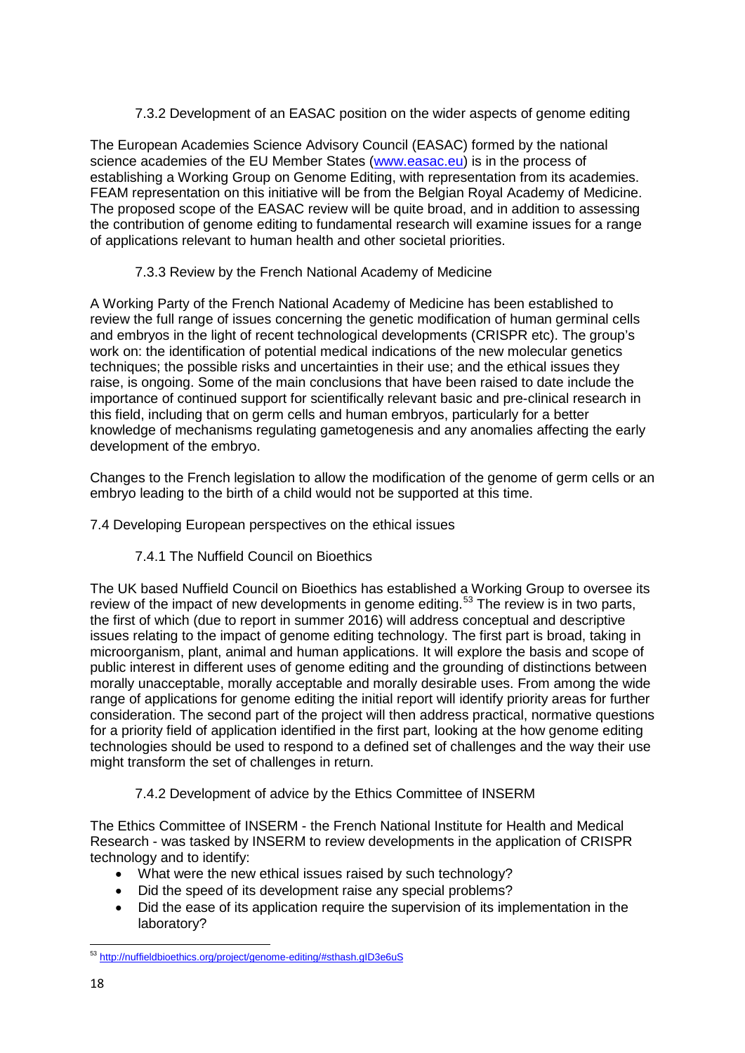#### 7.3.2 Development of an EASAC position on the wider aspects of genome editing

The European Academies Science Advisory Council (EASAC) formed by the national science academies of the EU Member States (www.easac.eu) is in the process of establishing a Working Group on Genome Editing, with representation from its academies. FEAM representation on this initiative will be from the Belgian Royal Academy of Medicine. The proposed scope of the EASAC review will be quite broad, and in addition to assessing the contribution of genome editing to fundamental research will examine issues for a range of applications relevant to human health and other societal priorities.

#### 7.3.3 Review by the French National Academy of Medicine

A Working Party of the French National Academy of Medicine has been established to review the full range of issues concerning the genetic modification of human germinal cells and embryos in the light of recent technological developments (CRISPR etc). The group's work on: the identification of potential medical indications of the new molecular genetics techniques; the possible risks and uncertainties in their use; and the ethical issues they raise, is ongoing. Some of the main conclusions that have been raised to date include the importance of continued support for scientifically relevant basic and pre-clinical research in this field, including that on germ cells and human embryos, particularly for a better knowledge of mechanisms regulating gametogenesis and any anomalies affecting the early development of the embryo.

Changes to the French legislation to allow the modification of the genome of germ cells or an embryo leading to the birth of a child would not be supported at this time.

### 7.4 Developing European perspectives on the ethical issues

#### 7.4.1 The Nuffield Council on Bioethics

The UK based Nuffield Council on Bioethics has established a Working Group to oversee its review of the impact of new developments in genome editing.[53] The review is in two parts, the first of which (due to report in summer 2016) will address conceptual and descriptive issues relating to the impact of genome editing technology. The first part is broad, taking in microorganism, plant, animal and human applications. It will explore the basis and scope of public interest in different uses of genome editing and the grounding of distinctions between morally unacceptable, morally acceptable and morally desirable uses. From among the wide range of applications for genome editing the initial report will identify priority areas for further consideration. The second part of the project will then address practical, normative questions for a priority field of application identified in the first part, looking at the how genome editing technologies should be used to respond to a defined set of challenges and the way their use might transform the set of challenges in return.

#### 7.4.2 Development of advice by the Ethics Committee of INSERM

The Ethics Committee of INSERM - the French National Institute for Health and Medical Research - was tasked by INSERM to review developments in the application of CRISPR technology and to identify:

- What were the new ethical issues raised by such technology?
- Did the speed of its development raise any special problems?
- Did the ease of its application require the supervision of its implementation in the laboratory?

---

[53] http://nuffieldbioethics.org/project/genome-editing/#sthash.gID3e6uS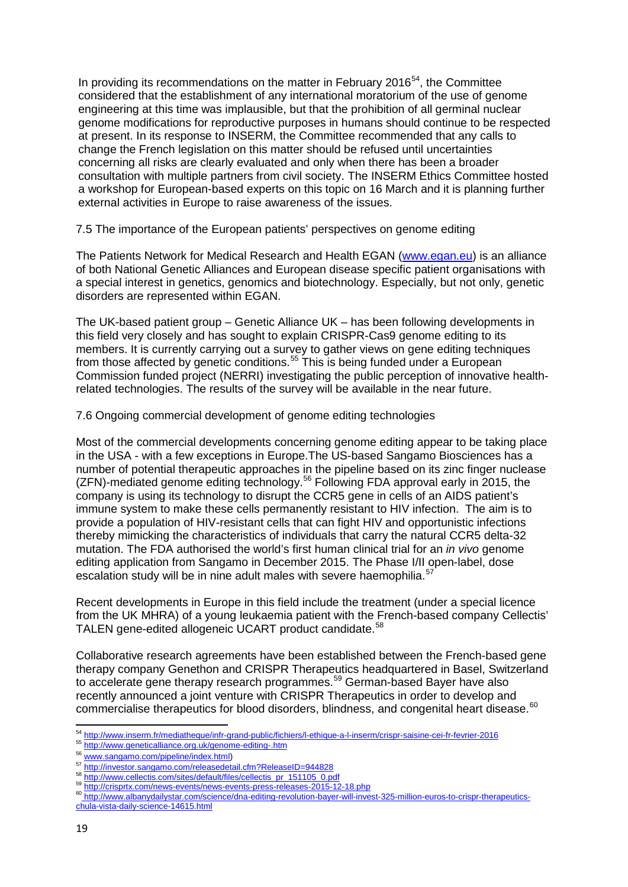In providing its recommendations on the matter in February 2016[54], the Committee considered that the establishment of any international moratorium of the use of genome engineering at this time was implausible, but that the prohibition of all germinal nuclear genome modifications for reproductive purposes in humans should continue to be respected at present. In its response to INSERM, the Committee recommended that any calls to change the French legislation on this matter should be refused until uncertainties concerning all risks are clearly evaluated and only when there has been a broader consultation with multiple partners from civil society. The INSERM Ethics Committee hosted a workshop for European-based experts on this topic on 16 March and it is planning further external activities in Europe to raise awareness of the issues.

### 7.5 The importance of the European patients' perspectives on genome editing

The Patients Network for Medical Research and Health EGAN (www.egan.eu) is an alliance of both National Genetic Alliances and European disease specific patient organisations with a special interest in genetics, genomics and biotechnology. Especially, but not only, genetic disorders are represented within EGAN.

The UK-based patient group – Genetic Alliance UK – has been following developments in this field very closely and has sought to explain CRISPR-Cas9 genome editing to its members. It is currently carrying out a survey to gather views on gene editing techniques from those affected by genetic conditions.[55] This is being funded under a European Commission funded project (NERRI) investigating the public perception of innovative health-related technologies. The results of the survey will be available in the near future.

### 7.6 Ongoing commercial development of genome editing technologies

Most of the commercial developments concerning genome editing appear to be taking place in the USA - with a few exceptions in Europe.The US-based Sangamo Biosciences has a number of potential therapeutic approaches in the pipeline based on its zinc finger nuclease (ZFN)-mediated genome editing technology.[56] Following FDA approval early in 2015, the company is using its technology to disrupt the CCR5 gene in cells of an AIDS patient's immune system to make these cells permanently resistant to HIV infection. The aim is to provide a population of HIV-resistant cells that can fight HIV and opportunistic infections thereby mimicking the characteristics of individuals that carry the natural CCR5 delta-32 mutation. The FDA authorised the world's first human clinical trial for an *in vivo* genome editing application from Sangamo in December 2015. The Phase I/II open-label, dose escalation study will be in nine adult males with severe haemophilia.[57]

Recent developments in Europe in this field include the treatment (under a special licence from the UK MHRA) of a young leukaemia patient with the French-based company Cellectis' TALEN gene-edited allogeneic UCART product candidate.[58]

Collaborative research agreements have been established between the French-based gene therapy company Genethon and CRISPR Therapeutics headquartered in Basel, Switzerland to accelerate gene therapy research programmes.[59] German-based Bayer have also recently announced a joint venture with CRISPR Therapeutics in order to develop and commercialise therapeutics for blood disorders, blindness, and congenital heart disease.[60]

---

[54] http://www.inserm.fr/mediatheque/infr-grand-public/fichiers/l-ethique-a-l-inserm/crispr-saisine-cei-fr-fevrier-2016
[55] http://www.geneticalliance.org.uk/genome-editing-.htm
[56] www.sangamo.com/pipeline/index.html)
[57] http://investor.sangamo.com/releasedetail.cfm?ReleaseID=944828
[58] http://www.cellectis.com/sites/default/files/cellectis_pr_151105_0.pdf
[59] http://crisprtx.com/news-events/news-events-press-releases-2015-12-18.php
[60] http://www.albanydailystar.com/science/dna-editing-revolution-bayer-will-invest-325-million-euros-to-crispr-therapeutics-chula-vista-daily-science-14615.html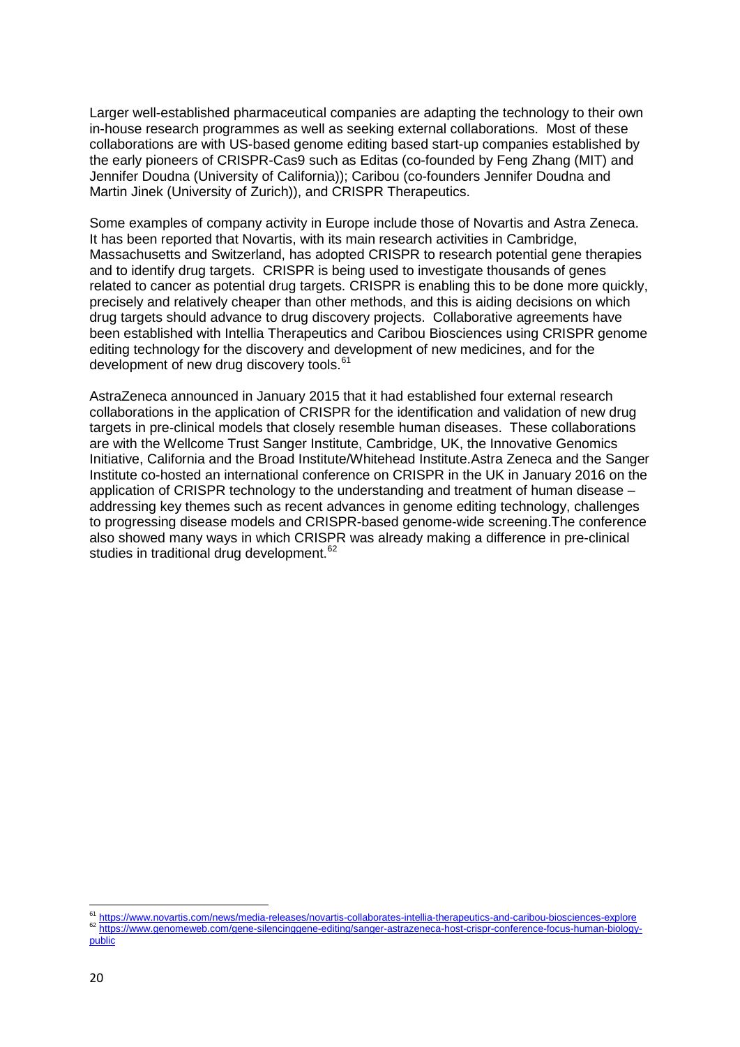Larger well-established pharmaceutical companies are adapting the technology to their own in-house research programmes as well as seeking external collaborations. Most of these collaborations are with US-based genome editing based start-up companies established by the early pioneers of CRISPR-Cas9 such as Editas (co-founded by Feng Zhang (MIT) and Jennifer Doudna (University of California)); Caribou (co-founders Jennifer Doudna and Martin Jinek (University of Zurich)), and CRISPR Therapeutics.

Some examples of company activity in Europe include those of Novartis and Astra Zeneca. It has been reported that Novartis, with its main research activities in Cambridge, Massachusetts and Switzerland, has adopted CRISPR to research potential gene therapies and to identify drug targets. CRISPR is being used to investigate thousands of genes related to cancer as potential drug targets. CRISPR is enabling this to be done more quickly, precisely and relatively cheaper than other methods, and this is aiding decisions on which drug targets should advance to drug discovery projects. Collaborative agreements have been established with Intellia Therapeutics and Caribou Biosciences using CRISPR genome editing technology for the discovery and development of new medicines, and for the development of new drug discovery tools.[61]

AstraZeneca announced in January 2015 that it had established four external research collaborations in the application of CRISPR for the identification and validation of new drug targets in pre-clinical models that closely resemble human diseases. These collaborations are with the Wellcome Trust Sanger Institute, Cambridge, UK, the Innovative Genomics Initiative, California and the Broad Institute/Whitehead Institute.Astra Zeneca and the Sanger Institute co-hosted an international conference on CRISPR in the UK in January 2016 on the application of CRISPR technology to the understanding and treatment of human disease – addressing key themes such as recent advances in genome editing technology, challenges to progressing disease models and CRISPR-based genome-wide screening.The conference also showed many ways in which CRISPR was already making a difference in pre-clinical studies in traditional drug development.[62]

---

[61] https://www.novartis.com/news/media-releases/novartis-collaborates-intellia-therapeutics-and-caribou-biosciences-explore

[62] https://www.genomeweb.com/gene-silencinggene-editing/sanger-astrazeneca-host-crispr-conference-focus-human-biology-public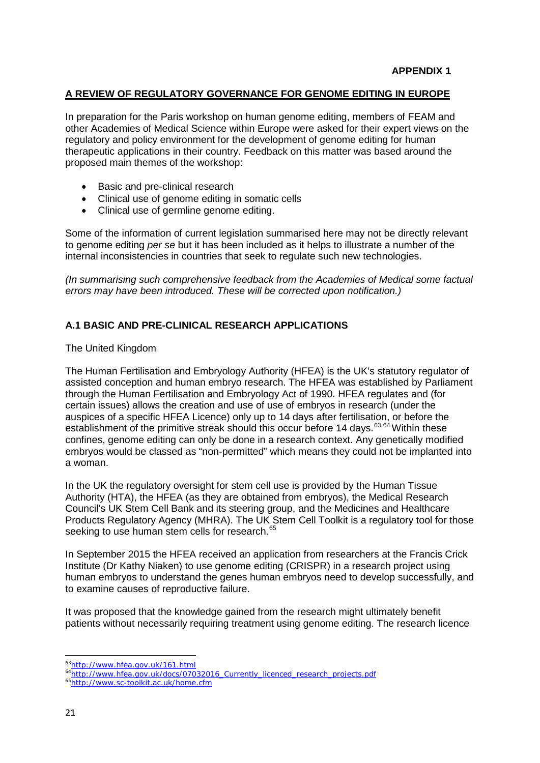**APPENDIX 1**

## A REVIEW OF REGULATORY GOVERNANCE FOR GENOME EDITING IN EUROPE

In preparation for the Paris workshop on human genome editing, members of FEAM and other Academies of Medical Science within Europe were asked for their expert views on the regulatory and policy environment for the development of genome editing for human therapeutic applications in their country. Feedback on this matter was based around the proposed main themes of the workshop:

- Basic and pre-clinical research
- Clinical use of genome editing in somatic cells
- Clinical use of germline genome editing.

Some of the information of current legislation summarised here may not be directly relevant to genome editing *per se* but it has been included as it helps to illustrate a number of the internal inconsistencies in countries that seek to regulate such new technologies.

*(In summarising such comprehensive feedback from the Academies of Medical some factual errors may have been introduced. These will be corrected upon notification.)*

### A.1 BASIC AND PRE-CLINICAL RESEARCH APPLICATIONS

The United Kingdom

The Human Fertilisation and Embryology Authority (HFEA) is the UK's statutory regulator of assisted conception and human embryo research. The HFEA was established by Parliament through the Human Fertilisation and Embryology Act of 1990. HFEA regulates and (for certain issues) allows the creation and use of use of embryos in research (under the auspices of a specific HFEA Licence) only up to 14 days after fertilisation, or before the establishment of the primitive streak should this occur before 14 days.[63,64] Within these confines, genome editing can only be done in a research context. Any genetically modified embryos would be classed as "non-permitted" which means they could not be implanted into a woman.

In the UK the regulatory oversight for stem cell use is provided by the Human Tissue Authority (HTA), the HFEA (as they are obtained from embryos), the Medical Research Council's UK Stem Cell Bank and its steering group, and the Medicines and Healthcare Products Regulatory Agency (MHRA). The UK Stem Cell Toolkit is a regulatory tool for those seeking to use human stem cells for research.[65]

In September 2015 the HFEA received an application from researchers at the Francis Crick Institute (Dr Kathy Niaken) to use genome editing (CRISPR) in a research project using human embryos to understand the genes human embryos need to develop successfully, and to examine causes of reproductive failure.

It was proposed that the knowledge gained from the research might ultimately benefit patients without necessarily requiring treatment using genome editing. The research licence

---

[63] http://www.hfea.gov.uk/161.html

[64] http://www.hfea.gov.uk/docs/07032016_Currently_licenced_research_projects.pdf

[65] http://www.sc-toolkit.ac.uk/home.cfm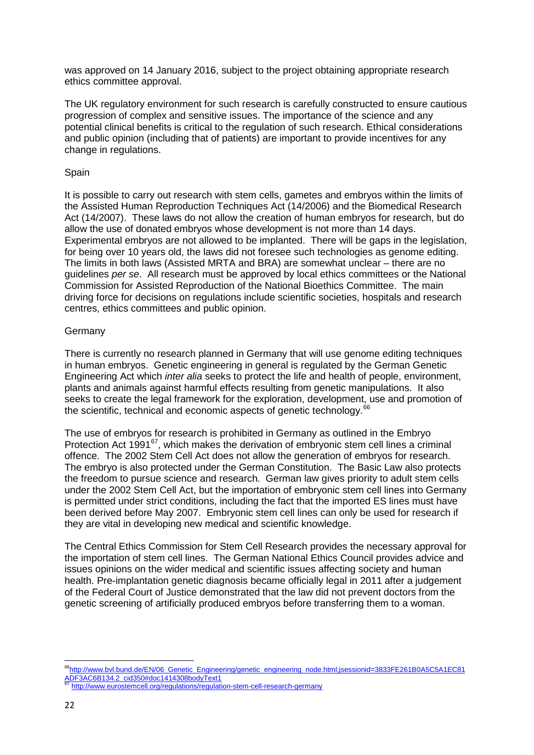was approved on 14 January 2016, subject to the project obtaining appropriate research ethics committee approval.

The UK regulatory environment for such research is carefully constructed to ensure cautious progression of complex and sensitive issues. The importance of the science and any potential clinical benefits is critical to the regulation of such research. Ethical considerations and public opinion (including that of patients) are important to provide incentives for any change in regulations.

Spain

It is possible to carry out research with stem cells, gametes and embryos within the limits of the Assisted Human Reproduction Techniques Act (14/2006) and the Biomedical Research Act (14/2007). These laws do not allow the creation of human embryos for research, but do allow the use of donated embryos whose development is not more than 14 days. Experimental embryos are not allowed to be implanted. There will be gaps in the legislation, for being over 10 years old, the laws did not foresee such technologies as genome editing. The limits in both laws (Assisted MRTA and BRA) are somewhat unclear – there are no guidelines *per se*. All research must be approved by local ethics committees or the National Commission for Assisted Reproduction of the National Bioethics Committee. The main driving force for decisions on regulations include scientific societies, hospitals and research centres, ethics committees and public opinion.

Germany

There is currently no research planned in Germany that will use genome editing techniques in human embryos. Genetic engineering in general is regulated by the German Genetic Engineering Act which *inter alia* seeks to protect the life and health of people, environment, plants and animals against harmful effects resulting from genetic manipulations. It also seeks to create the legal framework for the exploration, development, use and promotion of the scientific, technical and economic aspects of genetic technology.[66]

The use of embryos for research is prohibited in Germany as outlined in the Embryo Protection Act 1991[67], which makes the derivation of embryonic stem cell lines a criminal offence. The 2002 Stem Cell Act does not allow the generation of embryos for research. The embryo is also protected under the German Constitution. The Basic Law also protects the freedom to pursue science and research. German law gives priority to adult stem cells under the 2002 Stem Cell Act, but the importation of embryonic stem cell lines into Germany is permitted under strict conditions, including the fact that the imported ES lines must have been derived before May 2007. Embryonic stem cell lines can only be used for research if they are vital in developing new medical and scientific knowledge.

The Central Ethics Commission for Stem Cell Research provides the necessary approval for the importation of stem cell lines. The German National Ethics Council provides advice and issues opinions on the wider medical and scientific issues affecting society and human health. Pre-implantation genetic diagnosis became officially legal in 2011 after a judgement of the Federal Court of Justice demonstrated that the law did not prevent doctors from the genetic screening of artificially produced embryos before transferring them to a woman.

---

[66] http://www.bvl.bund.de/EN/06_Genetic_Engineering/genetic_engineering_node.html;jsessionid=3833FE261B0A5C5A1EC81ADF3AC6B134.2_cid350#doc1414308bodyText1

[67] http://www.eurostemcell.org/regulations/regulation-stem-cell-research-germany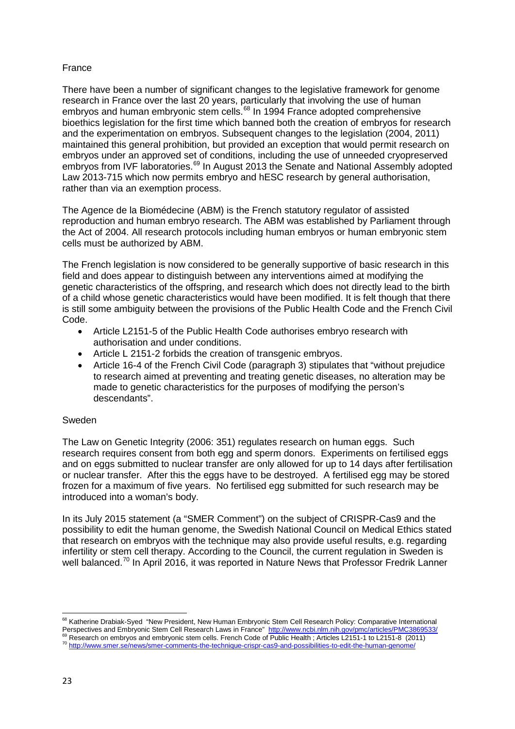## France

There have been a number of significant changes to the legislative framework for genome research in France over the last 20 years, particularly that involving the use of human embryos and human embryonic stem cells.[68] In 1994 France adopted comprehensive bioethics legislation for the first time which banned both the creation of embryos for research and the experimentation on embryos. Subsequent changes to the legislation (2004, 2011) maintained this general prohibition, but provided an exception that would permit research on embryos under an approved set of conditions, including the use of unneeded cryopreserved embryos from IVF laboratories.[69] In August 2013 the Senate and National Assembly adopted Law 2013-715 which now permits embryo and hESC research by general authorisation, rather than via an exemption process.

The Agence de la Biomédecine (ABM) is the French statutory regulator of assisted reproduction and human embryo research. The ABM was established by Parliament through the Act of 2004. All research protocols including human embryos or human embryonic stem cells must be authorized by ABM.

The French legislation is now considered to be generally supportive of basic research in this field and does appear to distinguish between any interventions aimed at modifying the genetic characteristics of the offspring, and research which does not directly lead to the birth of a child whose genetic characteristics would have been modified. It is felt though that there is still some ambiguity between the provisions of the Public Health Code and the French Civil Code.

- Article L2151-5 of the Public Health Code authorises embryo research with authorisation and under conditions.
- Article L 2151-2 forbids the creation of transgenic embryos.
- Article 16-4 of the French Civil Code (paragraph 3) stipulates that "without prejudice to research aimed at preventing and treating genetic diseases, no alteration may be made to genetic characteristics for the purposes of modifying the person's descendants".

## Sweden

The Law on Genetic Integrity (2006: 351) regulates research on human eggs. Such research requires consent from both egg and sperm donors. Experiments on fertilised eggs and on eggs submitted to nuclear transfer are only allowed for up to 14 days after fertilisation or nuclear transfer. After this the eggs have to be destroyed. A fertilised egg may be stored frozen for a maximum of five years. No fertilised egg submitted for such research may be introduced into a woman's body.

In its July 2015 statement (a "SMER Comment") on the subject of CRISPR-Cas9 and the possibility to edit the human genome, the Swedish National Council on Medical Ethics stated that research on embryos with the technique may also provide useful results, e.g. regarding infertility or stem cell therapy. According to the Council, the current regulation in Sweden is well balanced.[70] In April 2016, it was reported in Nature News that Professor Fredrik Lanner

---

[68] Katherine Drabiak-Syed "New President, New Human Embryonic Stem Cell Research Policy: Comparative International Perspectives and Embryonic Stem Cell Research Laws in France" http://www.ncbi.nlm.nih.gov/pmc/articles/PMC3869533/

[69] Research on embryos and embryonic stem cells. French Code of Public Health ; Articles L2151-1 to L2151-8 (2011)

[70] http://www.smer.se/news/smer-comments-the-technique-crispr-cas9-and-possibilities-to-edit-the-human-genome/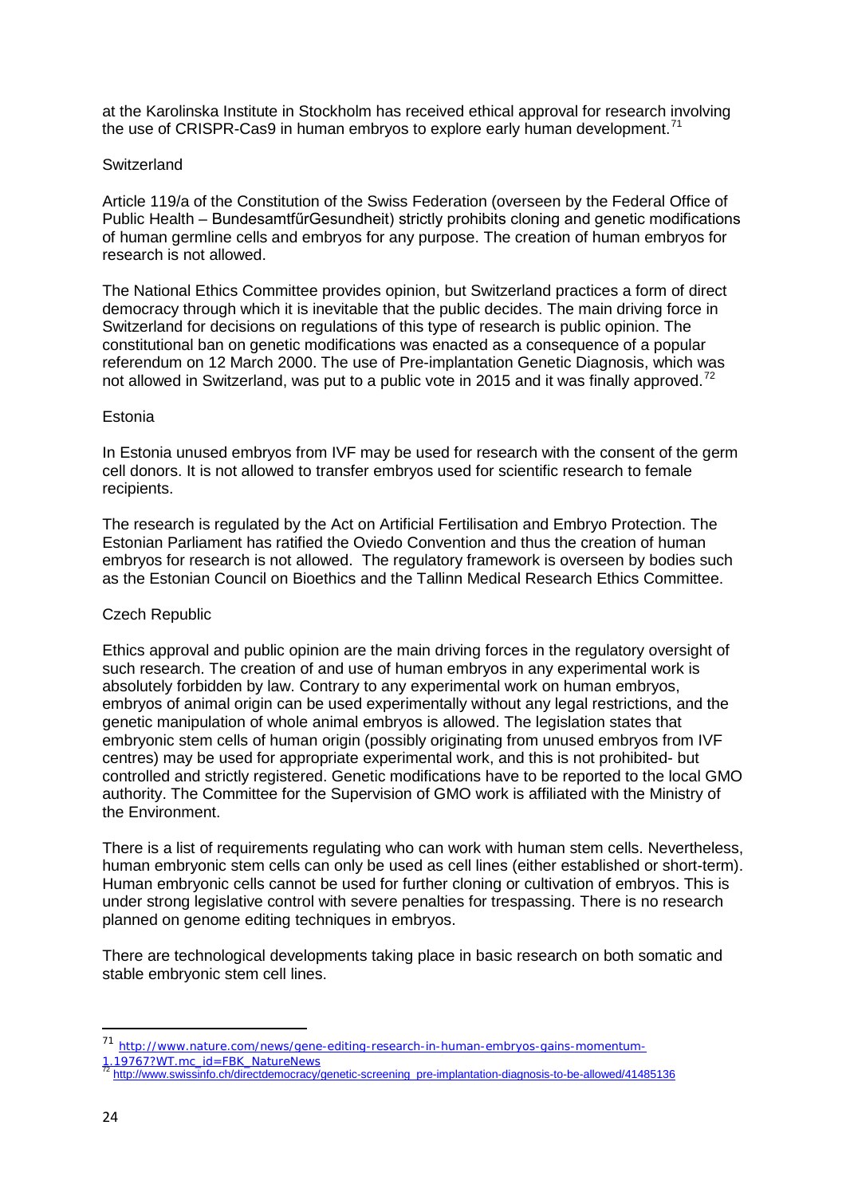at the Karolinska Institute in Stockholm has received ethical approval for research involving the use of CRISPR-Cas9 in human embryos to explore early human development.[71]

### Switzerland

Article 119/a of the Constitution of the Swiss Federation (overseen by the Federal Office of Public Health – BundesamtfűrGesundheit) strictly prohibits cloning and genetic modifications of human germline cells and embryos for any purpose. The creation of human embryos for research is not allowed.

The National Ethics Committee provides opinion, but Switzerland practices a form of direct democracy through which it is inevitable that the public decides. The main driving force in Switzerland for decisions on regulations of this type of research is public opinion. The constitutional ban on genetic modifications was enacted as a consequence of a popular referendum on 12 March 2000. The use of Pre-implantation Genetic Diagnosis, which was not allowed in Switzerland, was put to a public vote in 2015 and it was finally approved.[72]

### Estonia

In Estonia unused embryos from IVF may be used for research with the consent of the germ cell donors. It is not allowed to transfer embryos used for scientific research to female recipients.

The research is regulated by the Act on Artificial Fertilisation and Embryo Protection. The Estonian Parliament has ratified the Oviedo Convention and thus the creation of human embryos for research is not allowed. The regulatory framework is overseen by bodies such as the Estonian Council on Bioethics and the Tallinn Medical Research Ethics Committee.

### Czech Republic

Ethics approval and public opinion are the main driving forces in the regulatory oversight of such research. The creation of and use of human embryos in any experimental work is absolutely forbidden by law. Contrary to any experimental work on human embryos, embryos of animal origin can be used experimentally without any legal restrictions, and the genetic manipulation of whole animal embryos is allowed. The legislation states that embryonic stem cells of human origin (possibly originating from unused embryos from IVF centres) may be used for appropriate experimental work, and this is not prohibited- but controlled and strictly registered. Genetic modifications have to be reported to the local GMO authority. The Committee for the Supervision of GMO work is affiliated with the Ministry of the Environment.

There is a list of requirements regulating who can work with human stem cells. Nevertheless, human embryonic stem cells can only be used as cell lines (either established or short-term). Human embryonic cells cannot be used for further cloning or cultivation of embryos. This is under strong legislative control with severe penalties for trespassing. There is no research planned on genome editing techniques in embryos.

There are technological developments taking place in basic research on both somatic and stable embryonic stem cell lines.

---

[71] http://www.nature.com/news/gene-editing-research-in-human-embryos-gains-momentum-1.19767?WT.mc_id=FBK_NatureNews

[72] http://www.swissinfo.ch/directdemocracy/genetic-screening_pre-implantation-diagnosis-to-be-allowed/41485136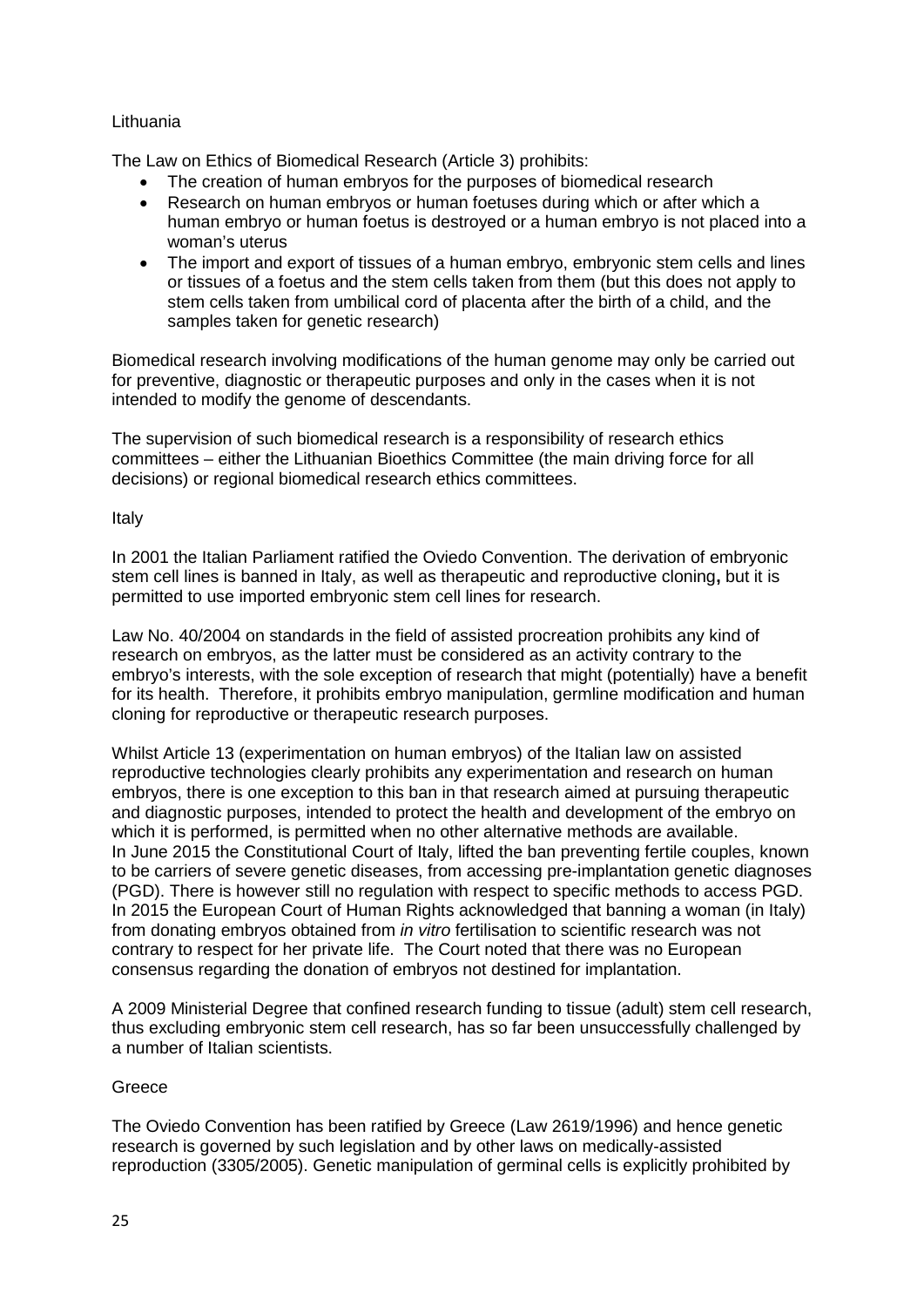Lithuania

The Law on Ethics of Biomedical Research (Article 3) prohibits:

- The creation of human embryos for the purposes of biomedical research
- Research on human embryos or human foetuses during which or after which a human embryo or human foetus is destroyed or a human embryo is not placed into a woman's uterus
- The import and export of tissues of a human embryo, embryonic stem cells and lines or tissues of a foetus and the stem cells taken from them (but this does not apply to stem cells taken from umbilical cord of placenta after the birth of a child, and the samples taken for genetic research)

Biomedical research involving modifications of the human genome may only be carried out for preventive, diagnostic or therapeutic purposes and only in the cases when it is not intended to modify the genome of descendants.

The supervision of such biomedical research is a responsibility of research ethics committees – either the Lithuanian Bioethics Committee (the main driving force for all decisions) or regional biomedical research ethics committees.

Italy

In 2001 the Italian Parliament ratified the Oviedo Convention. The derivation of embryonic stem cell lines is banned in Italy, as well as therapeutic and reproductive cloning**,** but it is permitted to use imported embryonic stem cell lines for research.

Law No. 40/2004 on standards in the field of assisted procreation prohibits any kind of research on embryos, as the latter must be considered as an activity contrary to the embryo's interests, with the sole exception of research that might (potentially) have a benefit for its health. Therefore, it prohibits embryo manipulation, germline modification and human cloning for reproductive or therapeutic research purposes.

Whilst Article 13 (experimentation on human embryos) of the Italian law on assisted reproductive technologies clearly prohibits any experimentation and research on human embryos, there is one exception to this ban in that research aimed at pursuing therapeutic and diagnostic purposes, intended to protect the health and development of the embryo on which it is performed, is permitted when no other alternative methods are available.
In June 2015 the Constitutional Court of Italy, lifted the ban preventing fertile couples, known to be carriers of severe genetic diseases, from accessing pre-implantation genetic diagnoses (PGD). There is however still no regulation with respect to specific methods to access PGD.
In 2015 the European Court of Human Rights acknowledged that banning a woman (in Italy) from donating embryos obtained from *in vitro* fertilisation to scientific research was not contrary to respect for her private life. The Court noted that there was no European consensus regarding the donation of embryos not destined for implantation.

A 2009 Ministerial Degree that confined research funding to tissue (adult) stem cell research, thus excluding embryonic stem cell research, has so far been unsuccessfully challenged by a number of Italian scientists.

Greece

The Oviedo Convention has been ratified by Greece (Law 2619/1996) and hence genetic research is governed by such legislation and by other laws on medically-assisted reproduction (3305/2005). Genetic manipulation of germinal cells is explicitly prohibited by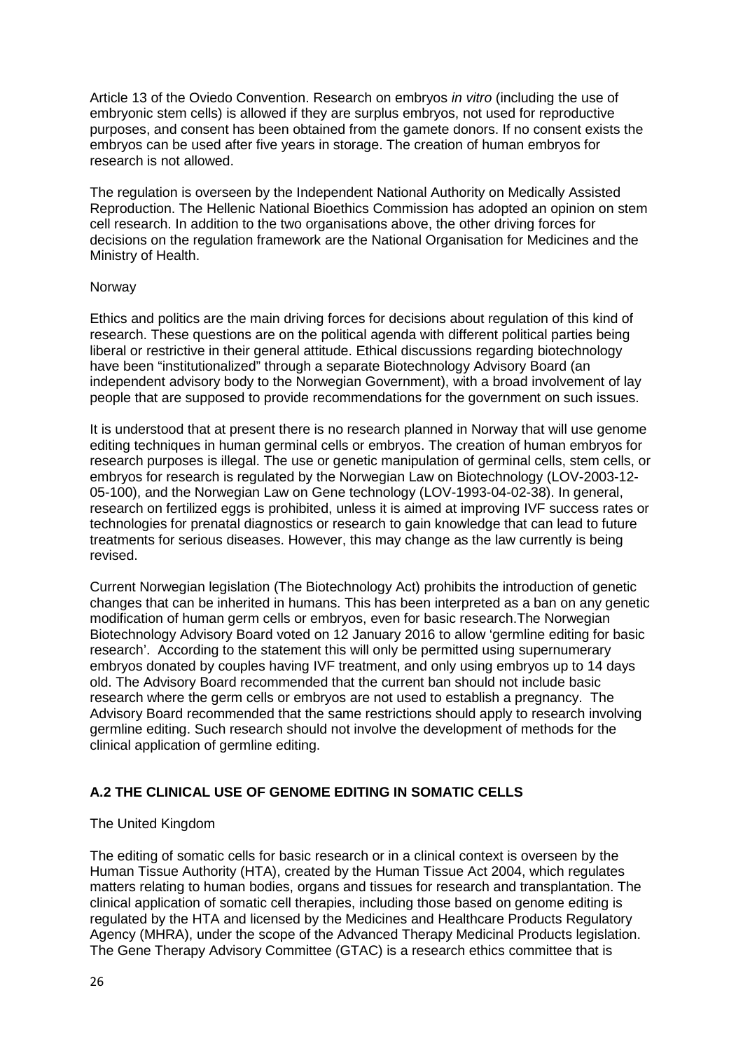Article 13 of the Oviedo Convention. Research on embryos *in vitro* (including the use of embryonic stem cells) is allowed if they are surplus embryos, not used for reproductive purposes, and consent has been obtained from the gamete donors. If no consent exists the embryos can be used after five years in storage. The creation of human embryos for research is not allowed.

The regulation is overseen by the Independent National Authority on Medically Assisted Reproduction. The Hellenic National Bioethics Commission has adopted an opinion on stem cell research. In addition to the two organisations above, the other driving forces for decisions on the regulation framework are the National Organisation for Medicines and the Ministry of Health.

Norway

Ethics and politics are the main driving forces for decisions about regulation of this kind of research. These questions are on the political agenda with different political parties being liberal or restrictive in their general attitude. Ethical discussions regarding biotechnology have been "institutionalized" through a separate Biotechnology Advisory Board (an independent advisory body to the Norwegian Government), with a broad involvement of lay people that are supposed to provide recommendations for the government on such issues.

It is understood that at present there is no research planned in Norway that will use genome editing techniques in human germinal cells or embryos. The creation of human embryos for research purposes is illegal. The use or genetic manipulation of germinal cells, stem cells, or embryos for research is regulated by the Norwegian Law on Biotechnology (LOV-2003-12-05-100), and the Norwegian Law on Gene technology (LOV-1993-04-02-38). In general, research on fertilized eggs is prohibited, unless it is aimed at improving IVF success rates or technologies for prenatal diagnostics or research to gain knowledge that can lead to future treatments for serious diseases. However, this may change as the law currently is being revised.

Current Norwegian legislation (The Biotechnology Act) prohibits the introduction of genetic changes that can be inherited in humans. This has been interpreted as a ban on any genetic modification of human germ cells or embryos, even for basic research.The Norwegian Biotechnology Advisory Board voted on 12 January 2016 to allow 'germline editing for basic research'. According to the statement this will only be permitted using supernumerary embryos donated by couples having IVF treatment, and only using embryos up to 14 days old. The Advisory Board recommended that the current ban should not include basic research where the germ cells or embryos are not used to establish a pregnancy. The Advisory Board recommended that the same restrictions should apply to research involving germline editing. Such research should not involve the development of methods for the clinical application of germline editing.

## A.2 THE CLINICAL USE OF GENOME EDITING IN SOMATIC CELLS

The United Kingdom

The editing of somatic cells for basic research or in a clinical context is overseen by the Human Tissue Authority (HTA), created by the Human Tissue Act 2004, which regulates matters relating to human bodies, organs and tissues for research and transplantation. The clinical application of somatic cell therapies, including those based on genome editing is regulated by the HTA and licensed by the Medicines and Healthcare Products Regulatory Agency (MHRA), under the scope of the Advanced Therapy Medicinal Products legislation. The Gene Therapy Advisory Committee (GTAC) is a research ethics committee that is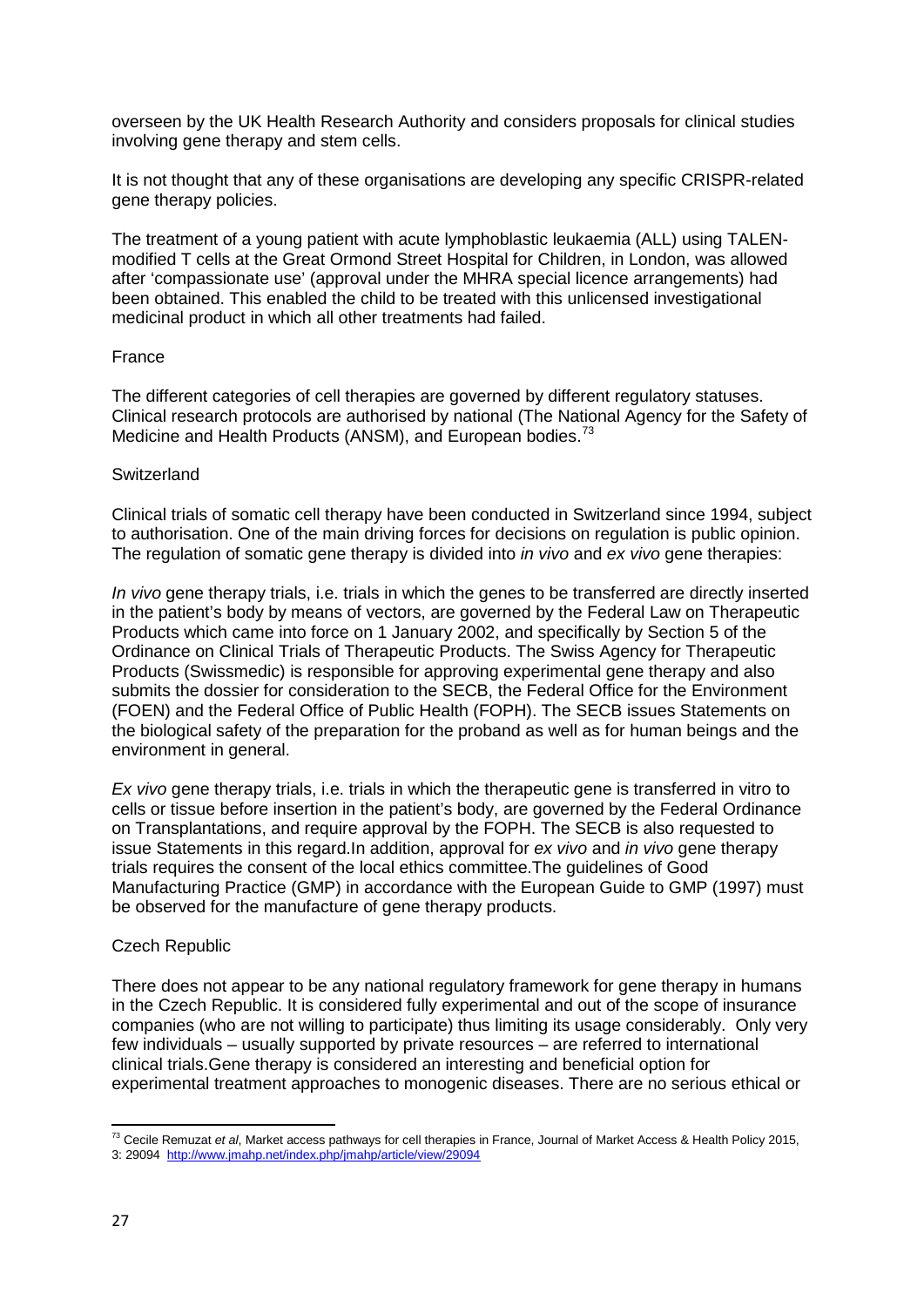overseen by the UK Health Research Authority and considers proposals for clinical studies involving gene therapy and stem cells.

It is not thought that any of these organisations are developing any specific CRISPR-related gene therapy policies.

The treatment of a young patient with acute lymphoblastic leukaemia (ALL) using TALEN-modified T cells at the Great Ormond Street Hospital for Children, in London, was allowed after 'compassionate use' (approval under the MHRA special licence arrangements) had been obtained. This enabled the child to be treated with this unlicensed investigational medicinal product in which all other treatments had failed.

France

The different categories of cell therapies are governed by different regulatory statuses. Clinical research protocols are authorised by national (The National Agency for the Safety of Medicine and Health Products (ANSM), and European bodies.[73]

Switzerland

Clinical trials of somatic cell therapy have been conducted in Switzerland since 1994, subject to authorisation. One of the main driving forces for decisions on regulation is public opinion. The regulation of somatic gene therapy is divided into *in vivo* and *ex vivo* gene therapies:

*In vivo* gene therapy trials, i.e. trials in which the genes to be transferred are directly inserted in the patient's body by means of vectors, are governed by the Federal Law on Therapeutic Products which came into force on 1 January 2002, and specifically by Section 5 of the Ordinance on Clinical Trials of Therapeutic Products. The Swiss Agency for Therapeutic Products (Swissmedic) is responsible for approving experimental gene therapy and also submits the dossier for consideration to the SECB, the Federal Office for the Environment (FOEN) and the Federal Office of Public Health (FOPH). The SECB issues Statements on the biological safety of the preparation for the proband as well as for human beings and the environment in general.

*Ex vivo* gene therapy trials, i.e. trials in which the therapeutic gene is transferred in vitro to cells or tissue before insertion in the patient's body, are governed by the Federal Ordinance on Transplantations, and require approval by the FOPH. The SECB is also requested to issue Statements in this regard.In addition, approval for *ex vivo* and *in vivo* gene therapy trials requires the consent of the local ethics committee.The guidelines of Good Manufacturing Practice (GMP) in accordance with the European Guide to GMP (1997) must be observed for the manufacture of gene therapy products.

Czech Republic

There does not appear to be any national regulatory framework for gene therapy in humans in the Czech Republic. It is considered fully experimental and out of the scope of insurance companies (who are not willing to participate) thus limiting its usage considerably. Only very few individuals – usually supported by private resources – are referred to international clinical trials.Gene therapy is considered an interesting and beneficial option for experimental treatment approaches to monogenic diseases. There are no serious ethical or

[73] Cecile Remuzat *et al*, Market access pathways for cell therapies in France, Journal of Market Access & Health Policy 2015, 3: 29094 http://www.jmahp.net/index.php/jmahp/article/view/29094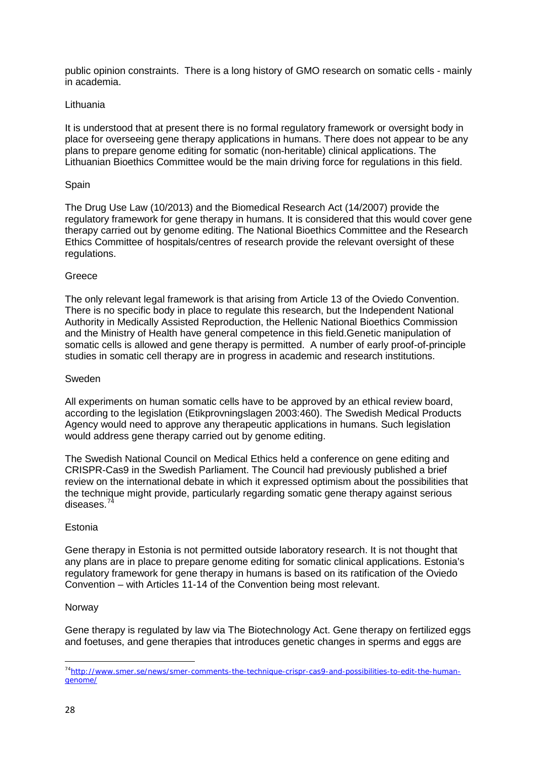public opinion constraints.  There is a long history of GMO research on somatic cells - mainly in academia.

Lithuania

It is understood that at present there is no formal regulatory framework or oversight body in place for overseeing gene therapy applications in humans. There does not appear to be any plans to prepare genome editing for somatic (non-heritable) clinical applications. The Lithuanian Bioethics Committee would be the main driving force for regulations in this field.

Spain

The Drug Use Law (10/2013) and the Biomedical Research Act (14/2007) provide the regulatory framework for gene therapy in humans. It is considered that this would cover gene therapy carried out by genome editing. The National Bioethics Committee and the Research Ethics Committee of hospitals/centres of research provide the relevant oversight of these regulations.

Greece

The only relevant legal framework is that arising from Article 13 of the Oviedo Convention. There is no specific body in place to regulate this research, but the Independent National Authority in Medically Assisted Reproduction, the Hellenic National Bioethics Commission and the Ministry of Health have general competence in this field.Genetic manipulation of somatic cells is allowed and gene therapy is permitted.  A number of early proof-of-principle studies in somatic cell therapy are in progress in academic and research institutions.

Sweden

All experiments on human somatic cells have to be approved by an ethical review board, according to the legislation (Etikprovningslagen 2003:460). The Swedish Medical Products Agency would need to approve any therapeutic applications in humans. Such legislation would address gene therapy carried out by genome editing.

The Swedish National Council on Medical Ethics held a conference on gene editing and CRISPR-Cas9 in the Swedish Parliament. The Council had previously published a brief review on the international debate in which it expressed optimism about the possibilities that the technique might provide, particularly regarding somatic gene therapy against serious diseases.[74]

Estonia

Gene therapy in Estonia is not permitted outside laboratory research. It is not thought that any plans are in place to prepare genome editing for somatic clinical applications. Estonia's regulatory framework for gene therapy in humans is based on its ratification of the Oviedo Convention – with Articles 11-14 of the Convention being most relevant.

Norway

Gene therapy is regulated by law via The Biotechnology Act. Gene therapy on fertilized eggs and foetuses, and gene therapies that introduces genetic changes in sperms and eggs are

---

[74] http://www.smer.se/news/smer-comments-the-technique-crispr-cas9-and-possibilities-to-edit-the-human-genome/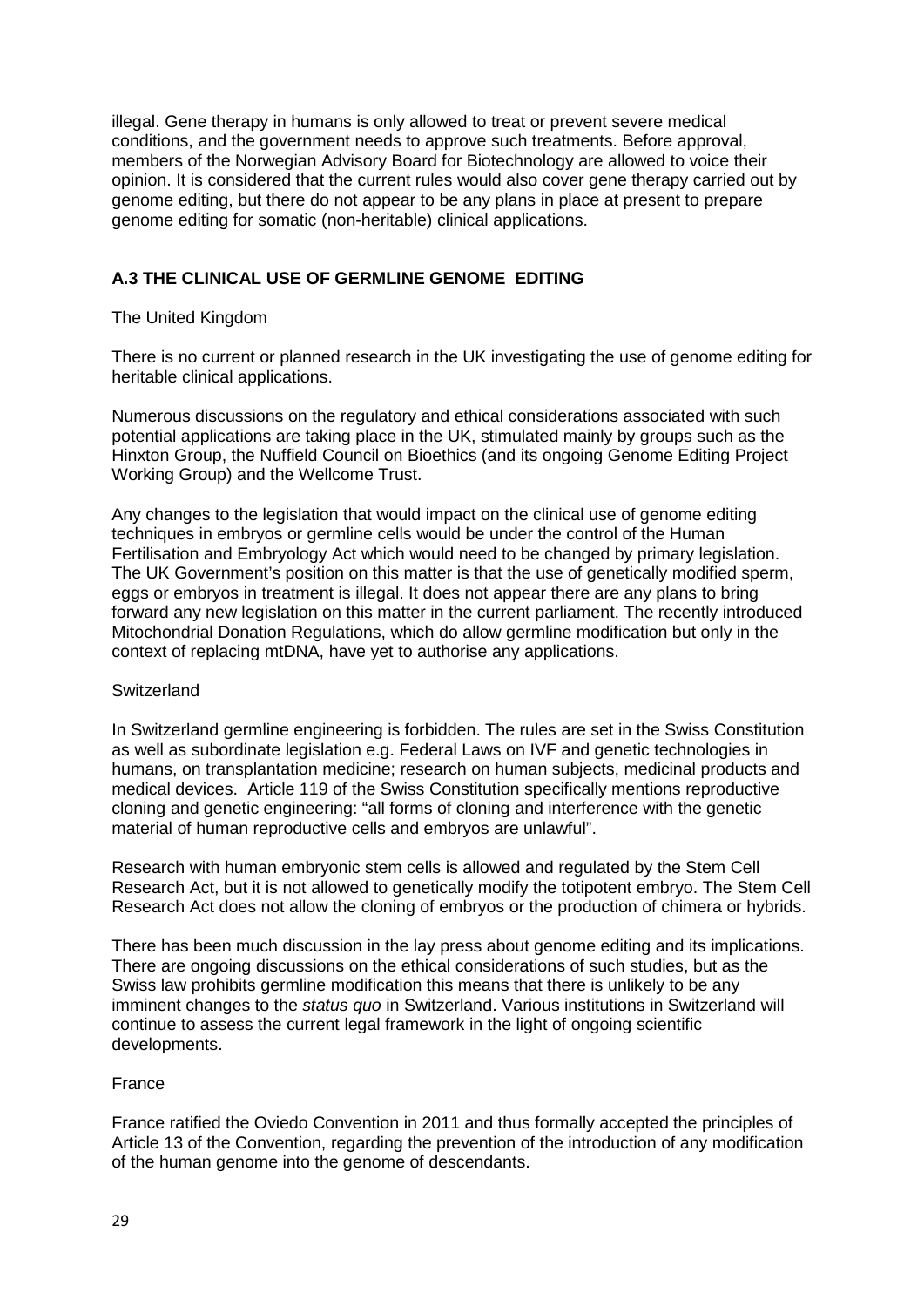illegal. Gene therapy in humans is only allowed to treat or prevent severe medical conditions, and the government needs to approve such treatments. Before approval, members of the Norwegian Advisory Board for Biotechnology are allowed to voice their opinion. It is considered that the current rules would also cover gene therapy carried out by genome editing, but there do not appear to be any plans in place at present to prepare genome editing for somatic (non-heritable) clinical applications.

### A.3 THE CLINICAL USE OF GERMLINE GENOME EDITING

The United Kingdom

There is no current or planned research in the UK investigating the use of genome editing for heritable clinical applications.

Numerous discussions on the regulatory and ethical considerations associated with such potential applications are taking place in the UK, stimulated mainly by groups such as the Hinxton Group, the Nuffield Council on Bioethics (and its ongoing Genome Editing Project Working Group) and the Wellcome Trust.

Any changes to the legislation that would impact on the clinical use of genome editing techniques in embryos or germline cells would be under the control of the Human Fertilisation and Embryology Act which would need to be changed by primary legislation. The UK Government's position on this matter is that the use of genetically modified sperm, eggs or embryos in treatment is illegal. It does not appear there are any plans to bring forward any new legislation on this matter in the current parliament. The recently introduced Mitochondrial Donation Regulations, which do allow germline modification but only in the context of replacing mtDNA, have yet to authorise any applications.

Switzerland

In Switzerland germline engineering is forbidden. The rules are set in the Swiss Constitution as well as subordinate legislation e.g. Federal Laws on IVF and genetic technologies in humans, on transplantation medicine; research on human subjects, medicinal products and medical devices. Article 119 of the Swiss Constitution specifically mentions reproductive cloning and genetic engineering: "all forms of cloning and interference with the genetic material of human reproductive cells and embryos are unlawful".

Research with human embryonic stem cells is allowed and regulated by the Stem Cell Research Act, but it is not allowed to genetically modify the totipotent embryo. The Stem Cell Research Act does not allow the cloning of embryos or the production of chimera or hybrids.

There has been much discussion in the lay press about genome editing and its implications. There are ongoing discussions on the ethical considerations of such studies, but as the Swiss law prohibits germline modification this means that there is unlikely to be any imminent changes to the *status quo* in Switzerland. Various institutions in Switzerland will continue to assess the current legal framework in the light of ongoing scientific developments.

France

France ratified the Oviedo Convention in 2011 and thus formally accepted the principles of Article 13 of the Convention, regarding the prevention of the introduction of any modification of the human genome into the genome of descendants.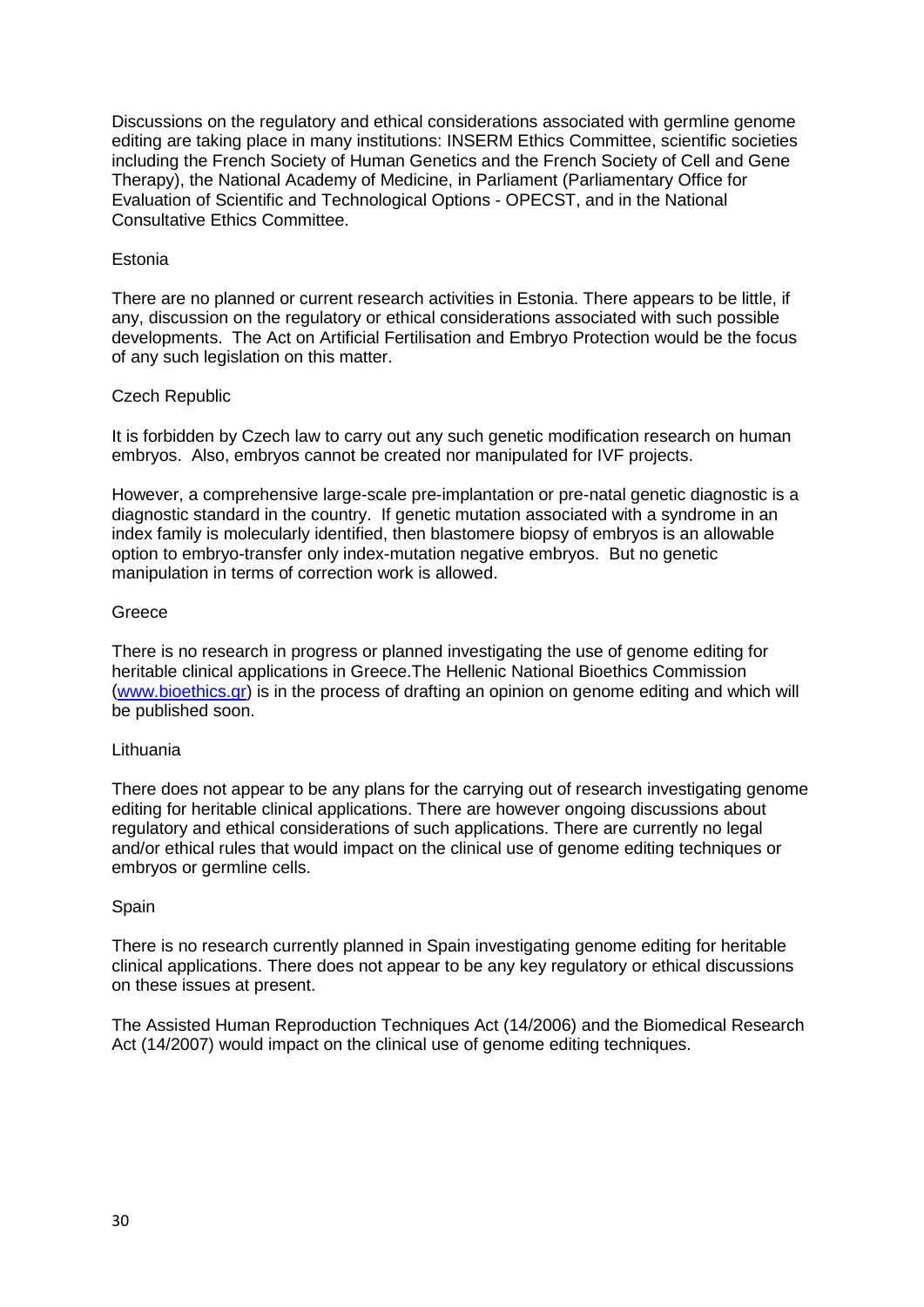Discussions on the regulatory and ethical considerations associated with germline genome editing are taking place in many institutions: INSERM Ethics Committee, scientific societies including the French Society of Human Genetics and the French Society of Cell and Gene Therapy), the National Academy of Medicine, in Parliament (Parliamentary Office for Evaluation of Scientific and Technological Options - OPECST, and in the National Consultative Ethics Committee.

### Estonia

There are no planned or current research activities in Estonia. There appears to be little, if any, discussion on the regulatory or ethical considerations associated with such possible developments. The Act on Artificial Fertilisation and Embryo Protection would be the focus of any such legislation on this matter.

### Czech Republic

It is forbidden by Czech law to carry out any such genetic modification research on human embryos. Also, embryos cannot be created nor manipulated for IVF projects.

However, a comprehensive large-scale pre-implantation or pre-natal genetic diagnostic is a diagnostic standard in the country. If genetic mutation associated with a syndrome in an index family is molecularly identified, then blastomere biopsy of embryos is an allowable option to embryo-transfer only index-mutation negative embryos. But no genetic manipulation in terms of correction work is allowed.

### Greece

There is no research in progress or planned investigating the use of genome editing for heritable clinical applications in Greece.The Hellenic National Bioethics Commission (www.bioethics.gr) is in the process of drafting an opinion on genome editing and which will be published soon.

### Lithuania

There does not appear to be any plans for the carrying out of research investigating genome editing for heritable clinical applications. There are however ongoing discussions about regulatory and ethical considerations of such applications. There are currently no legal and/or ethical rules that would impact on the clinical use of genome editing techniques or embryos or germline cells.

### Spain

There is no research currently planned in Spain investigating genome editing for heritable clinical applications. There does not appear to be any key regulatory or ethical discussions on these issues at present.

The Assisted Human Reproduction Techniques Act (14/2006) and the Biomedical Research Act (14/2007) would impact on the clinical use of genome editing techniques.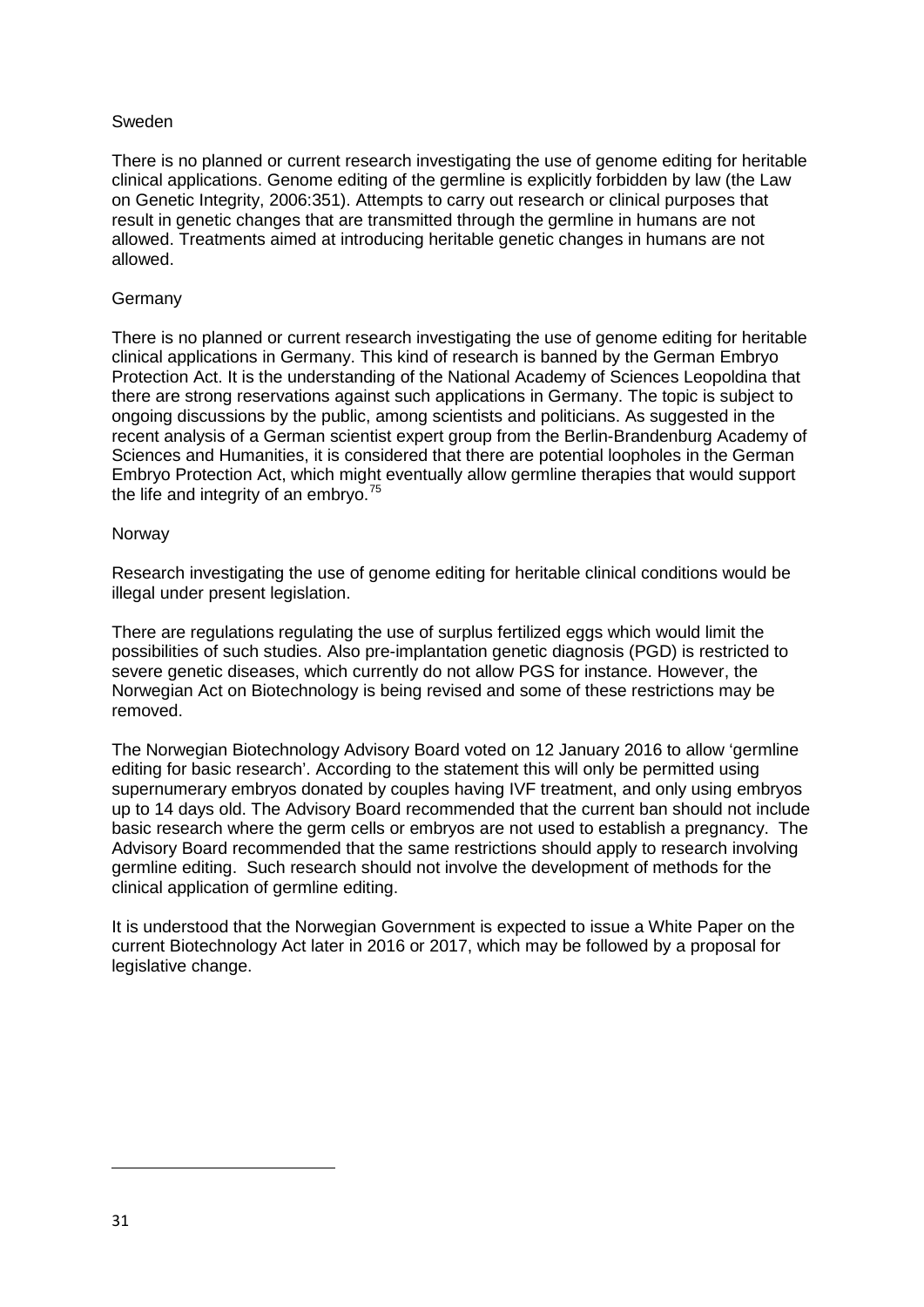### Sweden

There is no planned or current research investigating the use of genome editing for heritable clinical applications. Genome editing of the germline is explicitly forbidden by law (the Law on Genetic Integrity, 2006:351). Attempts to carry out research or clinical purposes that result in genetic changes that are transmitted through the germline in humans are not allowed. Treatments aimed at introducing heritable genetic changes in humans are not allowed.

### Germany

There is no planned or current research investigating the use of genome editing for heritable clinical applications in Germany. This kind of research is banned by the German Embryo Protection Act. It is the understanding of the National Academy of Sciences Leopoldina that there are strong reservations against such applications in Germany. The topic is subject to ongoing discussions by the public, among scientists and politicians. As suggested in the recent analysis of a German scientist expert group from the Berlin-Brandenburg Academy of Sciences and Humanities, it is considered that there are potential loopholes in the German Embryo Protection Act, which might eventually allow germline therapies that would support the life and integrity of an embryo.[75]

### Norway

Research investigating the use of genome editing for heritable clinical conditions would be illegal under present legislation.

There are regulations regulating the use of surplus fertilized eggs which would limit the possibilities of such studies. Also pre-implantation genetic diagnosis (PGD) is restricted to severe genetic diseases, which currently do not allow PGS for instance. However, the Norwegian Act on Biotechnology is being revised and some of these restrictions may be removed.

The Norwegian Biotechnology Advisory Board voted on 12 January 2016 to allow 'germline editing for basic research'. According to the statement this will only be permitted using supernumerary embryos donated by couples having IVF treatment, and only using embryos up to 14 days old. The Advisory Board recommended that the current ban should not include basic research where the germ cells or embryos are not used to establish a pregnancy. The Advisory Board recommended that the same restrictions should apply to research involving germline editing. Such research should not involve the development of methods for the clinical application of germline editing.

It is understood that the Norwegian Government is expected to issue a White Paper on the current Biotechnology Act later in 2016 or 2017, which may be followed by a proposal for legislative change.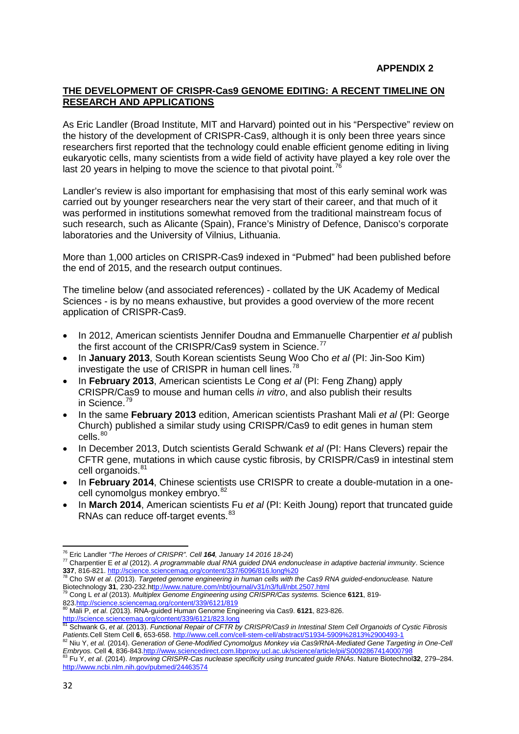**APPENDIX 2**

## THE DEVELOPMENT OF CRISPR-Cas9 GENOME EDITING: A RECENT TIMELINE ON RESEARCH AND APPLICATIONS

As Eric Landler (Broad Institute, MIT and Harvard) pointed out in his "Perspective" review on the history of the development of CRISPR-Cas9, although it is only been three years since researchers first reported that the technology could enable efficient genome editing in living eukaryotic cells, many scientists from a wide field of activity have played a key role over the last 20 years in helping to move the science to that pivotal point.[76]

Landler's review is also important for emphasising that most of this early seminal work was carried out by younger researchers near the very start of their career, and that much of it was performed in institutions somewhat removed from the traditional mainstream focus of such research, such as Alicante (Spain), France's Ministry of Defence, Danisco's corporate laboratories and the University of Vilnius, Lithuania.

More than 1,000 articles on CRISPR-Cas9 indexed in "Pubmed" had been published before the end of 2015, and the research output continues.

The timeline below (and associated references) - collated by the UK Academy of Medical Sciences - is by no means exhaustive, but provides a good overview of the more recent application of CRISPR-Cas9.

- In 2012, American scientists Jennifer Doudna and Emmanuelle Charpentier *et al* publish the first account of the CRISPR/Cas9 system in Science.[77]
- In **January 2013**, South Korean scientists Seung Woo Cho *et al* (PI: Jin-Soo Kim) investigate the use of CRISPR in human cell lines.[78]
- In **February 2013**, American scientists Le Cong *et al* (PI: Feng Zhang) apply CRISPR/Cas9 to mouse and human cells *in vitro*, and also publish their results in Science.[79]
- In the same **February 2013** edition, American scientists Prashant Mali *et al* (PI: George Church) published a similar study using CRISPR/Cas9 to edit genes in human stem cells.[80]
- In December 2013, Dutch scientists Gerald Schwank *et al* (PI: Hans Clevers) repair the CFTR gene, mutations in which cause cystic fibrosis, by CRISPR/Cas9 in intestinal stem cell organoids.[81]
- In **February 2014**, Chinese scientists use CRISPR to create a double-mutation in a one-cell cynomolgus monkey embryo.[82]
- In **March 2014**, American scientists Fu *et al* (PI: Keith Joung) report that truncated guide RNAs can reduce off-target events.[83]

---

[76] Eric Landler *"The Heroes of CRISPR". Cell **164**, January 14 2016 18-24*)

[77] Charpentier E *et al* (2012). *A programmable dual RNA guided DNA endonuclease in adaptive bacterial immunity*. Science **337**, 816-821. http://science.sciencemag.org/content/337/6096/816.long%20

[78] Cho SW *et al*. (2013). *Targeted genome engineering in human cells with the Cas9 RNA guided-endonuclease.* Nature Biotechnology **31**, 230-232.http://www.nature.com/nbt/journal/v31/n3/full/nbt.2507.html

[79] Cong L *et al* (2013). *Multiplex Genome Engineering using CRISPR/Cas systems.* Science **6121**, 819-823.http://science.sciencemag.org/content/339/6121/819

[80] Mali P, *et al*. (2013). RNA-guided Human Genome Engineering via Cas9. **6121**, 823-826. http://science.sciencemag.org/content/339/6121/823.long

[81] Schwank G, *et al*. (2013). *Functional Repair of CFTR by CRISPR/Cas9 in Intestinal Stem Cell Organoids of Cystic Fibrosis Patients.*Cell Stem Cell **6**, 653-658. http://www.cell.com/cell-stem-cell/abstract/S1934-5909%2813%2900493-1

[82] Niu Y, *et al.* (2014). *Generation of Gene-Modified Cynomolgus Monkey via Cas9/RNA-Mediated Gene Targeting in One-Cell Embryos.* Cell **4**, 836-843.http://www.sciencedirect.com.libproxy.ucl.ac.uk/science/article/pii/S0092867414000798

[83] Fu Y, *et al*. (2014). *Improving CRISPR-Cas nuclease specificity using truncated guide RNAs*. Nature Biotechnol**32**, 279–284. http://www.ncbi.nlm.nih.gov/pubmed/24463574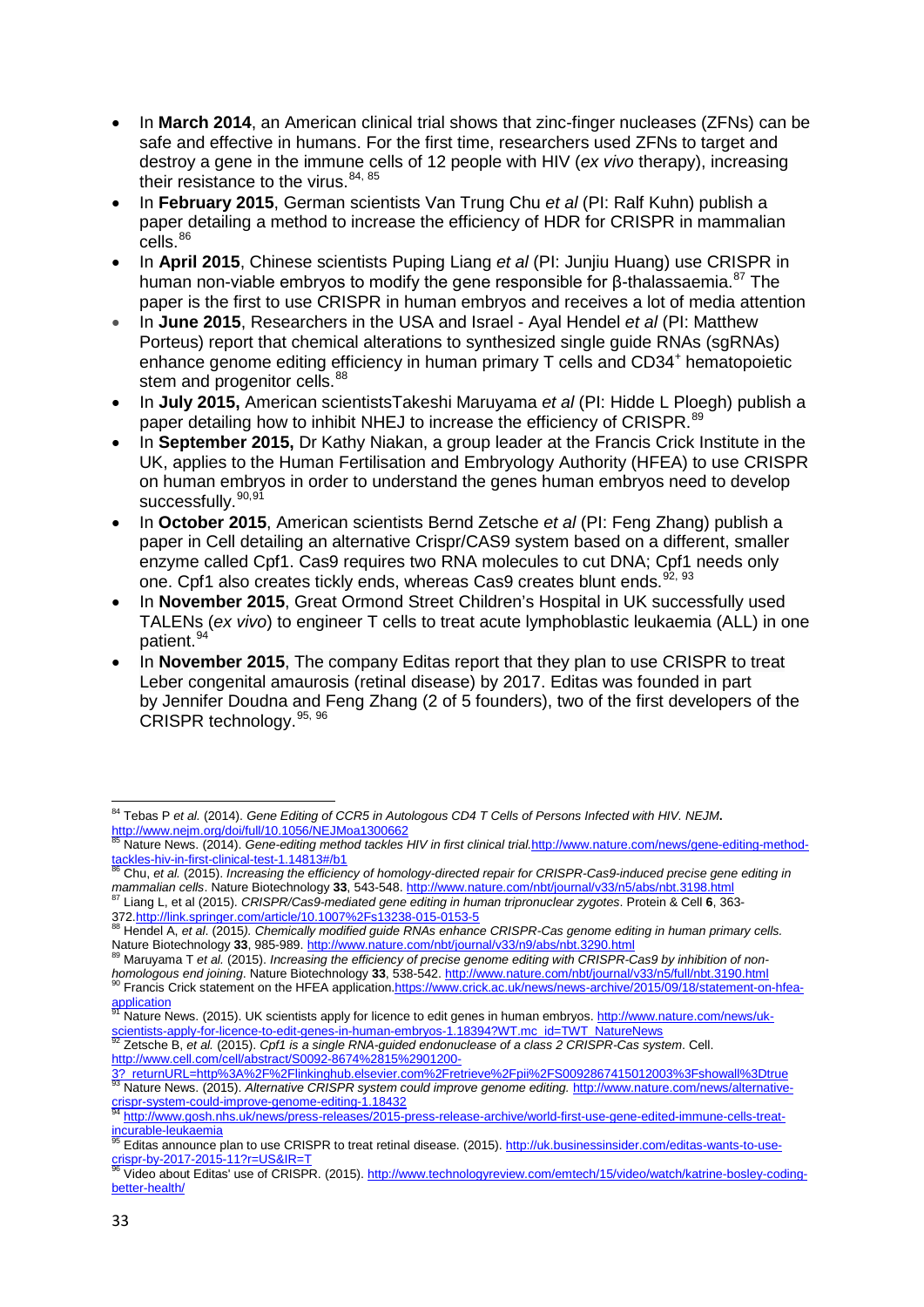- In **March 2014**, an American clinical trial shows that zinc-finger nucleases (ZFNs) can be safe and effective in humans. For the first time, researchers used ZFNs to target and destroy a gene in the immune cells of 12 people with HIV (*ex vivo* therapy), increasing their resistance to the virus.[84, 85]
- In **February 2015**, German scientists Van Trung Chu *et al* (PI: Ralf Kuhn) publish a paper detailing a method to increase the efficiency of HDR for CRISPR in mammalian cells.[86]
- In **April 2015**, Chinese scientists Puping Liang *et al* (PI: Junjiu Huang) use CRISPR in human non-viable embryos to modify the gene responsible for β-thalassaemia.[87] The paper is the first to use CRISPR in human embryos and receives a lot of media attention
- In **June 2015**, Researchers in the USA and Israel - Ayal Hendel *et al* (PI: Matthew Porteus) report that chemical alterations to synthesized single guide RNAs (sgRNAs) enhance genome editing efficiency in human primary T cells and $CD34^+$ hematopoietic stem and progenitor cells.[88]
- In **July 2015,** American scientistsTakeshi Maruyama *et al* (PI: Hidde L Ploegh) publish a paper detailing how to inhibit NHEJ to increase the efficiency of CRISPR.[89]
- In **September 2015,** Dr Kathy Niakan, a group leader at the Francis Crick Institute in the UK, applies to the Human Fertilisation and Embryology Authority (HFEA) to use CRISPR on human embryos in order to understand the genes human embryos need to develop successfully.[90,91]
- In **October 2015**, American scientists Bernd Zetsche *et al* (PI: Feng Zhang) publish a paper in Cell detailing an alternative Crispr/CAS9 system based on a different, smaller enzyme called Cpf1. Cas9 requires two RNA molecules to cut DNA; Cpf1 needs only one. Cpf1 also creates tickly ends, whereas Cas9 creates blunt ends.[92, 93]
- In **November 2015**, Great Ormond Street Children's Hospital in UK successfully used TALENs (*ex vivo*) to engineer T cells to treat acute lymphoblastic leukaemia (ALL) in one patient.[94]
- In **November 2015**, The company Editas report that they plan to use CRISPR to treat Leber congenital amaurosis (retinal disease) by 2017. Editas was founded in part by Jennifer Doudna and Feng Zhang (2 of 5 founders), two of the first developers of the CRISPR technology.[95, 96]

---

[84] Tebas P *et al.* (2014). *Gene Editing of CCR5 in Autologous CD4 T Cells of Persons Infected with HIV. NEJM***.** http://www.nejm.org/doi/full/10.1056/NEJMoa1300662

[85] Nature News. (2014). *Gene-editing method tackles HIV in first clinical trial.*http://www.nature.com/news/gene-editing-method-tackles-hiv-in-first-clinical-test-1.14813#/b1

[86] Chu, *et al.* (2015). *Increasing the efficiency of homology-directed repair for CRISPR-Cas9-induced precise gene editing in mammalian cells*. Nature Biotechnology **33**, 543-548. http://www.nature.com/nbt/journal/v33/n5/abs/nbt.3198.html

[87] Liang L, et al (2015). *CRISPR/Cas9-mediated gene editing in human tripronuclear zygotes*. Protein & Cell **6**, 363-372.http://link.springer.com/article/10.1007%2Fs13238-015-0153-5

[88] Hendel A, *et al*. (2015*). Chemically modified guide RNAs enhance CRISPR-Cas genome editing in human primary cells.* Nature Biotechnology **33**, 985-989. http://www.nature.com/nbt/journal/v33/n9/abs/nbt.3290.html

[89] Maruyama T *et al.* (2015). *Increasing the efficiency of precise genome editing with CRISPR-Cas9 by inhibition of non-homologous end joining*. Nature Biotechnology **33**, 538-542. http://www.nature.com/nbt/journal/v33/n5/full/nbt.3190.html

[90] Francis Crick statement on the HFEA application.https://www.crick.ac.uk/news/news-archive/2015/09/18/statement-on-hfea-application

[91] Nature News. (2015). UK scientists apply for licence to edit genes in human embryos. http://www.nature.com/news/uk-scientists-apply-for-licence-to-edit-genes-in-human-embryos-1.18394?WT.mc_id=TWT_NatureNews

[92] Zetsche B, *et al.* (2015). *Cpf1 is a single RNA-guided endonuclease of a class 2 CRISPR-Cas system*. Cell. http://www.cell.com/cell/abstract/S0092-8674%2815%2901200-3?_returnURL=http%3A%2F%2Flinkinghub.elsevier.com%2Fretrieve%2Fpii%2FS0092867415012003%3Fshowall%3Dtrue

[93] Nature News. (2015). *Alternative CRISPR system could improve genome editing.* http://www.nature.com/news/alternative-crispr-system-could-improve-genome-editing-1.18432

[94] http://www.gosh.nhs.uk/news/press-releases/2015-press-release-archive/world-first-use-gene-edited-immune-cells-treat-incurable-leukaemia

[95] Editas announce plan to use CRISPR to treat retinal disease. (2015). http://uk.businessinsider.com/editas-wants-to-use-crispr-by-2017-2015-11?r=US&IR=T

[96] Video about Editas' use of CRISPR. (2015). http://www.technologyreview.com/emtech/15/video/watch/katrine-bosley-coding-better-health/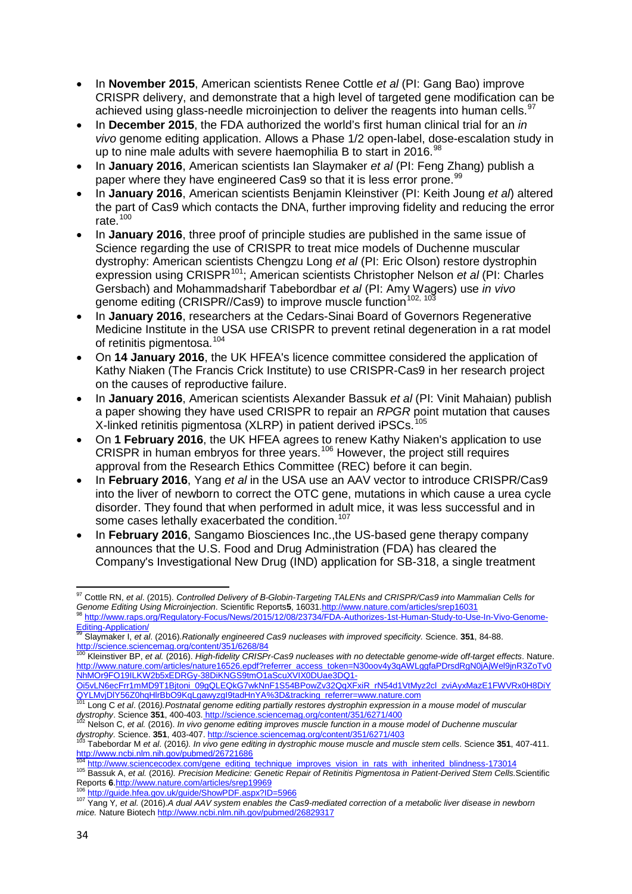- In **November 2015**, American scientists Renee Cottle *et al* (PI: Gang Bao) improve CRISPR delivery, and demonstrate that a high level of targeted gene modification can be achieved using glass-needle microinjection to deliver the reagents into human cells.[97]
- In **December 2015**, the FDA authorized the world's first human clinical trial for an *in vivo* genome editing application. Allows a Phase 1/2 open-label, dose-escalation study in up to nine male adults with severe haemophilia B to start in 2016.[98]
- In **January 2016**, American scientists Ian Slaymaker *et al* (PI: Feng Zhang) publish a paper where they have engineered Cas9 so that it is less error prone.[99]
- In **January 2016**, American scientists Benjamin Kleinstiver (PI: Keith Joung *et al*) altered the part of Cas9 which contacts the DNA, further improving fidelity and reducing the error rate.[100]
- In **January 2016**, three proof of principle studies are published in the same issue of Science regarding the use of CRISPR to treat mice models of Duchenne muscular dystrophy: American scientists Chengzu Long *et al* (PI: Eric Olson) restore dystrophin expression using CRISPR[101]; American scientists Christopher Nelson *et al* (PI: Charles Gersbach) and Mohammadsharif Tabebordbar *et al* (PI: Amy Wagers) use *in vivo* genome editing (CRISPR//Cas9) to improve muscle function[102, 103]
- In **January 2016**, researchers at the Cedars-Sinai Board of Governors Regenerative Medicine Institute in the USA use CRISPR to prevent retinal degeneration in a rat model of retinitis pigmentosa.[104]
- On **14 January 2016**, the UK HFEA's licence committee considered the application of Kathy Niaken (The Francis Crick Institute) to use CRISPR-Cas9 in her research project on the causes of reproductive failure.
- In **January 2016**, American scientists Alexander Bassuk *et al* (PI: Vinit Mahaian) publish a paper showing they have used CRISPR to repair an *RPGR* point mutation that causes X-linked retinitis pigmentosa (XLRP) in patient derived iPSCs.[105]
- On **1 February 2016**, the UK HFEA agrees to renew Kathy Niaken's application to use CRISPR in human embryos for three years.[106] However, the project still requires approval from the Research Ethics Committee (REC) before it can begin.
- In **February 2016**, Yang *et al* in the USA use an AAV vector to introduce CRISPR/Cas9 into the liver of newborn to correct the OTC gene, mutations in which cause a urea cycle disorder. They found that when performed in adult mice, it was less successful and in some cases lethally exacerbated the condition.[107]
- In **February 2016**, Sangamo Biosciences Inc.,the US-based gene therapy company announces that the U.S. Food and Drug Administration (FDA) has cleared the Company's Investigational New Drug (IND) application for SB-318, a single treatment

---

[97] Cottle RN, *et al*. (2015). *Controlled Delivery of B-Globin-Targeting TALENs and CRISPR/Cas9 into Mammalian Cells for Genome Editing Using Microinjection*. Scientific Reports**5**, 16031.http://www.nature.com/articles/srep16031

[98] http://www.raps.org/Regulatory-Focus/News/2015/12/08/23734/FDA-Authorizes-1st-Human-Study-to-Use-In-Vivo-Genome-Editing-Application/

[99] Slaymaker I, *et al*. (2016).*Rationally engineered Cas9 nucleases with improved specificity.* Science. **351**, 84-88. http://science.sciencemag.org/content/351/6268/84

[100] Kleinstiver BP, *et al.* (2016). *High-fidelity CRISPr-Cas9 nucleases with no detectable genome-wide off-target effects*. Nature. http://www.nature.com/articles/nature16526.epdf?referrer_access_token=N30oov4y3qAWLggfaPDrsdRgN0jAjWel9jnR3ZoTv0NhMOr9FO19ILKW2b5xEDRGy-38DiKNGS9tmO1aScuXVIX0DUae3DQ1-Oi5vLN6ecFrr1mMD9T1Bjtoni_09gQLEQkG7wkNnF1S54BPowZv32QqXFxiR_rN54d1VtMyz2cl_zviAyxMazE1FWVRx0H8DiYQYLMvjDlY56Z0hqHlrBbO9KqLgawyzgI9tadHnYA%3D&tracking_referrer=www.nature.com

[101] Long C *et al*. (2016*).Postnatal genome editing partially restores dystrophin expression in a mouse model of muscular dystrophy*. Science **351**, 400-403. http://science.sciencemag.org/content/351/6271/400

[102] Nelson C, *et al.* (2016). *In vivo genome editing improves muscle function in a mouse model of Duchenne muscular dystrophy*. Science. **351**, 403-407. http://science.sciencemag.org/content/351/6271/403

[103] Tabebordar M *et al.* (2016*). In vivo gene editing in dystrophic mouse muscle and muscle stem cells*. Science **351**, 407-411. http://www.ncbi.nlm.nih.gov/pubmed/26721686

[104] http://www.sciencecodex.com/gene_editing_technique_improves_vision_in_rats_with_inherited_blindness-173014

[105] Bassuk A, *et al.* (2016*). Precision Medicine: Genetic Repair of Retinitis Pigmentosa in Patient-Derived Stem Cells.*Scientific Reports **6**.http://www.nature.com/articles/srep19969

[106] http://guide.hfea.gov.uk/guide/ShowPDF.aspx?ID=5966

[107] Yang Y, *et al.* (2016).*A dual AAV system enables the Cas9-mediated correction of a metabolic liver disease in newborn mice.* Nature Biotech http://www.ncbi.nlm.nih.gov/pubmed/26829317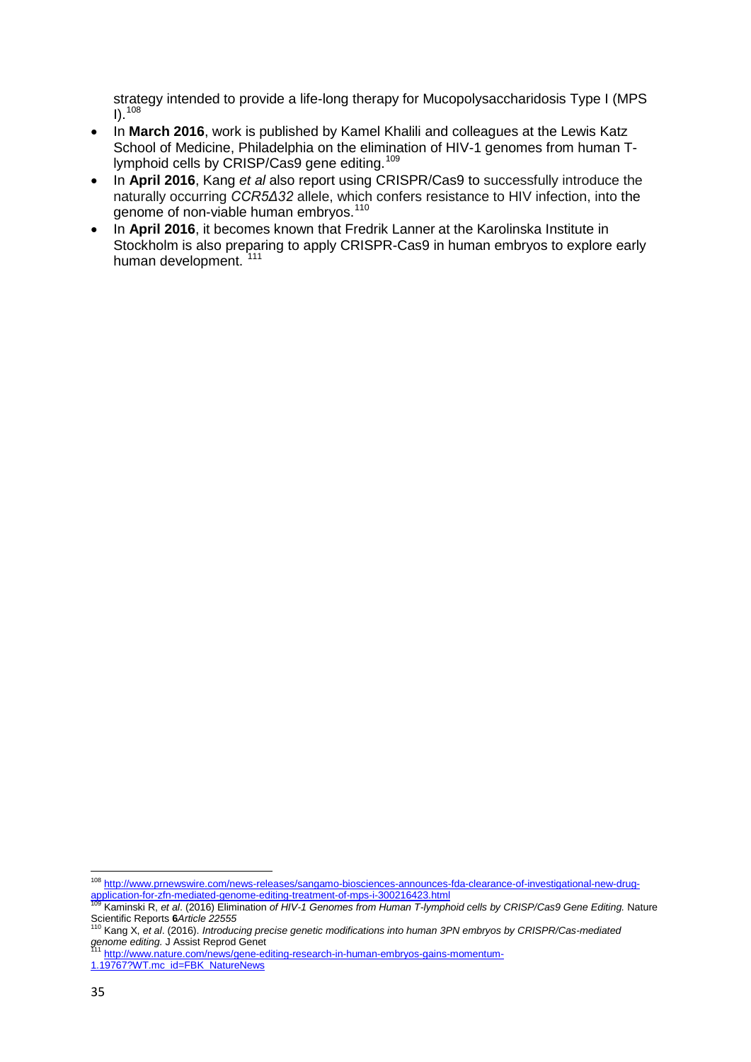strategy intended to provide a life-long therapy for Mucopolysaccharidosis Type I (MPS I).[108]

- In **March 2016**, work is published by Kamel Khalili and colleagues at the Lewis Katz School of Medicine, Philadelphia on the elimination of HIV-1 genomes from human T-lymphoid cells by CRISP/Cas9 gene editing.[109]
- In **April 2016**, Kang *et al* also report using CRISPR/Cas9 to successfully introduce the naturally occurring *CCR5Δ32* allele, which confers resistance to HIV infection, into the genome of non-viable human embryos.[110]
- In **April 2016**, it becomes known that Fredrik Lanner at the Karolinska Institute in Stockholm is also preparing to apply CRISPR-Cas9 in human embryos to explore early human development. [111]

---

[108] http://www.prnewswire.com/news-releases/sangamo-biosciences-announces-fda-clearance-of-investigational-new-drug-application-for-zfn-mediated-genome-editing-treatment-of-mps-i-300216423.html

[109] Kaminski R, *et al*. (2016) Elimination *of HIV-1 Genomes from Human T-lymphoid cells by CRISP/Cas9 Gene Editing.* Nature Scientific Reports **6***Article 22555*

[110] Kang X, *et al*. (2016). *Introducing precise genetic modifications into human 3PN embryos by CRISPR/Cas-mediated genome editing.* J Assist Reprod Genet

[111] http://www.nature.com/news/gene-editing-research-in-human-embryos-gains-momentum-1.19767?WT.mc_id=FBK_NatureNews